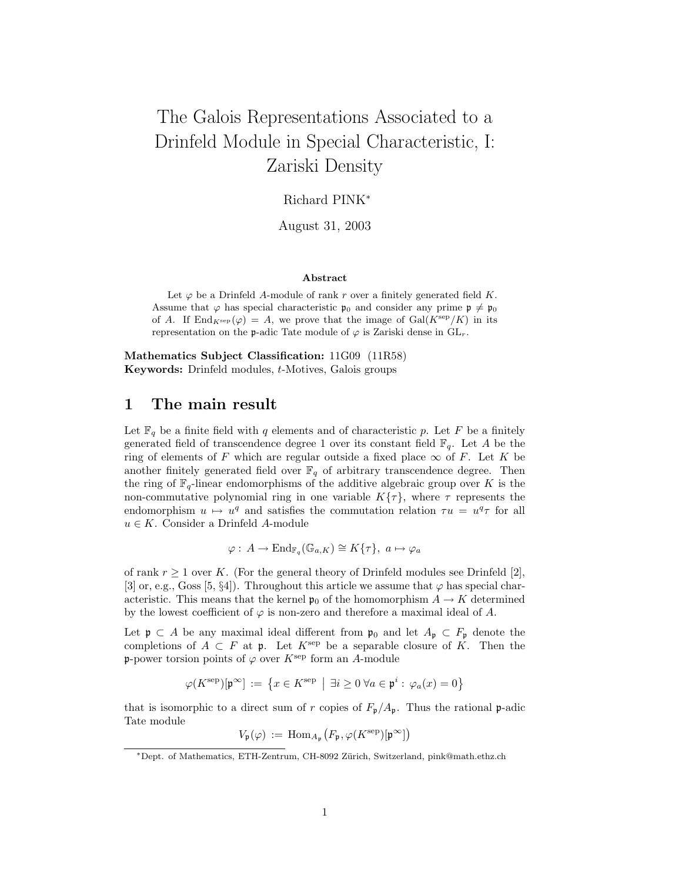# The Galois Representations Associated to a Drinfeld Module in Special Characteristic, I: Zariski Density

Richard PINK*

August 31, 2003

**Abstract**

Let $\varphi$ be a Drinfeld $A$-module of rank $r$ over a finitely generated field $K$. Assume that $\varphi$ has special characteristic $\mathfrak{p}_0$ and consider any prime $\mathfrak{p} \neq \mathfrak{p}_0$ of $A$. If $\operatorname{End}_{K^{\text{sep}}}(\varphi) = A$, we prove that the image of $\operatorname{Gal}(K^{\text{sep}}/K)$ in its representation on the $\mathfrak{p}$-adic Tate module of $\varphi$ is Zariski dense in $\operatorname{GL}_r$.

**Mathematics Subject Classification:** 11G09 (11R58)
**Keywords:** Drinfeld modules, $t$-Motives, Galois groups

## 1 The main result

Let $\mathbb{F}_q$ be a finite field with $q$ elements and of characteristic $p$. Let $F$ be a finitely generated field of transcendence degree 1 over its constant field $\mathbb{F}_q$. Let $A$ be the ring of elements of $F$ which are regular outside a fixed place $\infty$ of $F$. Let $K$ be another finitely generated field over $\mathbb{F}_q$ of arbitrary transcendence degree. Then the ring of $\mathbb{F}_q$-linear endomorphisms of the additive algebraic group over $K$ is the non-commutative polynomial ring in one variable $K\{\tau\}$, where $\tau$ represents the endomorphism $u \mapsto u^q$ and satisfies the commutation relation $\tau u = u^q \tau$ for all $u \in K$. Consider a Drinfeld $A$-module

$$\varphi : A \to \operatorname{End}_{\mathbb{F}_q}(\mathbb{G}_{a,K}) \cong K\{\tau\},\ a \mapsto \varphi_a$$

of rank $r \geq 1$ over $K$. (For the general theory of Drinfeld modules see Drinfeld [2], [3] or, e.g., Goss [5, §4]). Throughout this article we assume that $\varphi$ has special characteristic. This means that the kernel $\mathfrak{p}_0$ of the homomorphism $A \to K$ determined by the lowest coefficient of $\varphi$ is non-zero and therefore a maximal ideal of $A$.

Let $\mathfrak{p} \subset A$ be any maximal ideal different from $\mathfrak{p}_0$ and let $A_\mathfrak{p} \subset F_\mathfrak{p}$ denote the completions of $A \subset F$ at $\mathfrak{p}$. Let $K^{\text{sep}}$ be a separable closure of $K$. Then the $\mathfrak{p}$-power torsion points of $\varphi$ over $K^{\text{sep}}$ form an $A$-module

$$\varphi(K^{\text{sep}})[\mathfrak{p}^\infty] := \left\{ x \in K^{\text{sep}} \;\middle|\; \exists i \geq 0\ \forall a \in \mathfrak{p}^i : \varphi_a(x) = 0 \right\}$$

that is isomorphic to a direct sum of $r$ copies of $F_\mathfrak{p}/A_\mathfrak{p}$. Thus the rational $\mathfrak{p}$-adic Tate module

$$V_\mathfrak{p}(\varphi) := \operatorname{Hom}_{A_\mathfrak{p}}\big(F_\mathfrak{p}, \varphi(K^{\text{sep}})[\mathfrak{p}^\infty]\big)$$

*Dept. of Mathematics, ETH-Zentrum, CH-8092 Zürich, Switzerland, pink@math.ethz.ch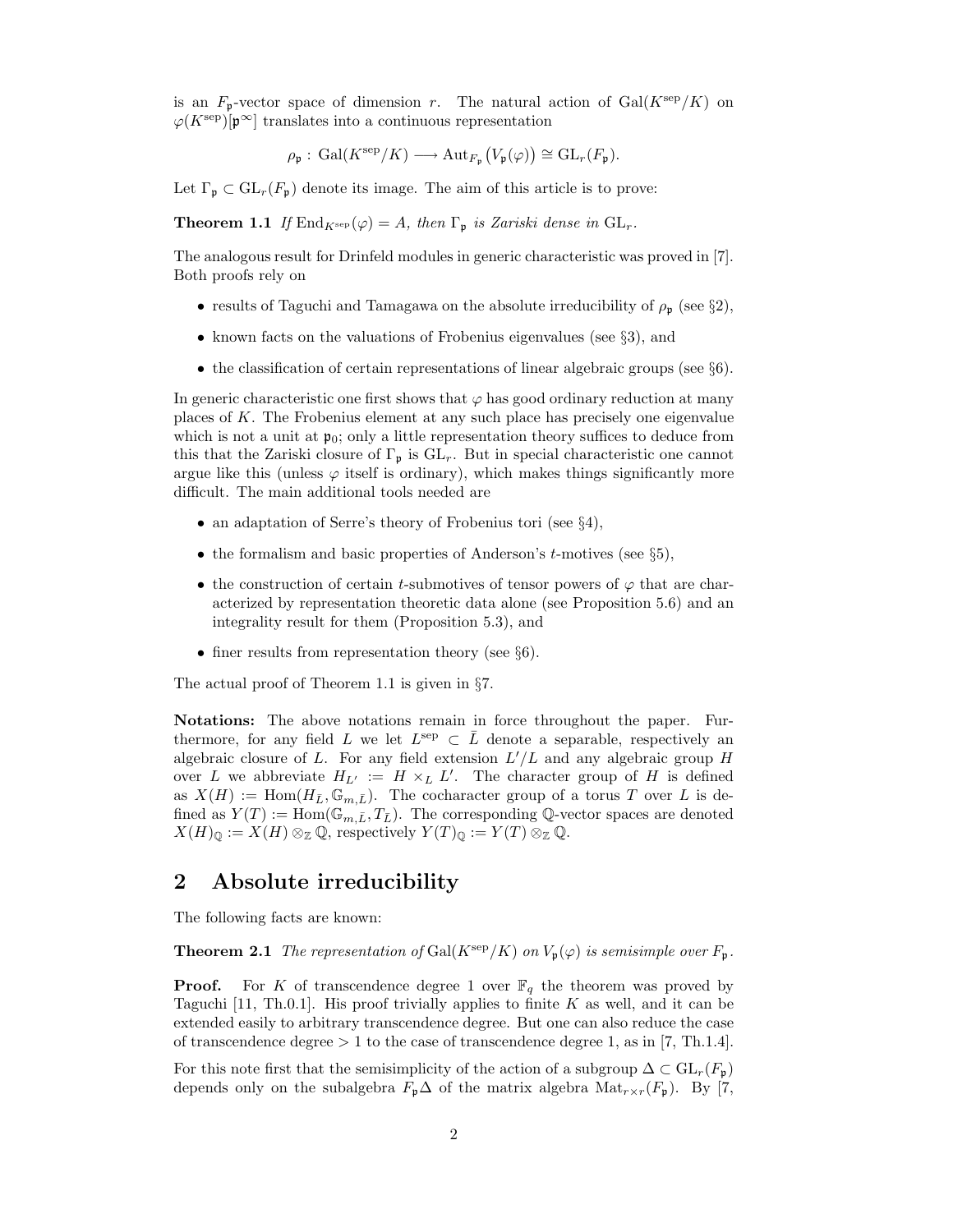is an $F_{\mathfrak{p}}$-vector space of dimension $r$. The natural action of $\mathrm{Gal}(K^{\mathrm{sep}}/K)$ on $\varphi(K^{\mathrm{sep}})[\mathfrak{p}^\infty]$ translates into a continuous representation

$$\rho_{\mathfrak{p}} : \mathrm{Gal}(K^{\mathrm{sep}}/K) \longrightarrow \mathrm{Aut}_{F_{\mathfrak{p}}}\big(V_{\mathfrak{p}}(\varphi)\big) \cong \mathrm{GL}_r(F_{\mathfrak{p}}).$$

Let $\Gamma_{\mathfrak{p}} \subset \mathrm{GL}_r(F_{\mathfrak{p}})$ denote its image. The aim of this article is to prove:

**Theorem 1.1** *If $\mathrm{End}_{K^{\mathrm{sep}}}(\varphi) = A$, then $\Gamma_{\mathfrak{p}}$ is Zariski dense in $\mathrm{GL}_r$.*

The analogous result for Drinfeld modules in generic characteristic was proved in [7]. Both proofs rely on

- results of Taguchi and Tamagawa on the absolute irreducibility of $\rho_{\mathfrak{p}}$ (see §2),
- known facts on the valuations of Frobenius eigenvalues (see §3), and
- the classification of certain representations of linear algebraic groups (see §6).

In generic characteristic one first shows that $\varphi$ has good ordinary reduction at many places of $K$. The Frobenius element at any such place has precisely one eigenvalue which is not a unit at $\mathfrak{p}_0$; only a little representation theory suffices to deduce from this that the Zariski closure of $\Gamma_{\mathfrak{p}}$ is $\mathrm{GL}_r$. But in special characteristic one cannot argue like this (unless $\varphi$ itself is ordinary), which makes things significantly more difficult. The main additional tools needed are

- an adaptation of Serre's theory of Frobenius tori (see §4),
- the formalism and basic properties of Anderson's $t$-motives (see §5),
- the construction of certain $t$-submotives of tensor powers of $\varphi$ that are characterized by representation theoretic data alone (see Proposition 5.6) and an integrality result for them (Proposition 5.3), and
- finer results from representation theory (see §6).

The actual proof of Theorem 1.1 is given in §7.

**Notations:** The above notations remain in force throughout the paper. Furthermore, for any field $L$ we let $L^{\mathrm{sep}} \subset \bar{L}$ denote a separable, respectively an algebraic closure of $L$. For any field extension $L'/L$ and any algebraic group $H$ over $L$ we abbreviate $H_{L'} := H \times_L L'$. The character group of $H$ is defined as $X(H) := \mathrm{Hom}(H_{\bar{L}}, \mathbb{G}_{m,\bar{L}})$. The cocharacter group of a torus $T$ over $L$ is defined as $Y(T) := \mathrm{Hom}(\mathbb{G}_{m,\bar{L}}, T_{\bar{L}})$. The corresponding $\mathbb{Q}$-vector spaces are denoted $X(H)_{\mathbb{Q}} := X(H) \otimes_{\mathbb{Z}} \mathbb{Q}$, respectively $Y(T)_{\mathbb{Q}} := Y(T) \otimes_{\mathbb{Z}} \mathbb{Q}$.

## 2 Absolute irreducibility

The following facts are known:

**Theorem 2.1** *The representation of $\mathrm{Gal}(K^{\mathrm{sep}}/K)$ on $V_{\mathfrak{p}}(\varphi)$ is semisimple over $F_{\mathfrak{p}}$.*

**Proof.** For $K$ of transcendence degree 1 over $\mathbb{F}_q$ the theorem was proved by Taguchi [11, Th.0.1]. His proof trivially applies to finite $K$ as well, and it can be extended easily to arbitrary transcendence degree. But one can also reduce the case of transcendence degree $> 1$ to the case of transcendence degree 1, as in [7, Th.1.4].

For this note first that the semisimplicity of the action of a subgroup $\Delta \subset \mathrm{GL}_r(F_{\mathfrak{p}})$ depends only on the subalgebra $F_{\mathfrak{p}}\Delta$ of the matrix algebra $\mathrm{Mat}_{r\times r}(F_{\mathfrak{p}})$. By [7,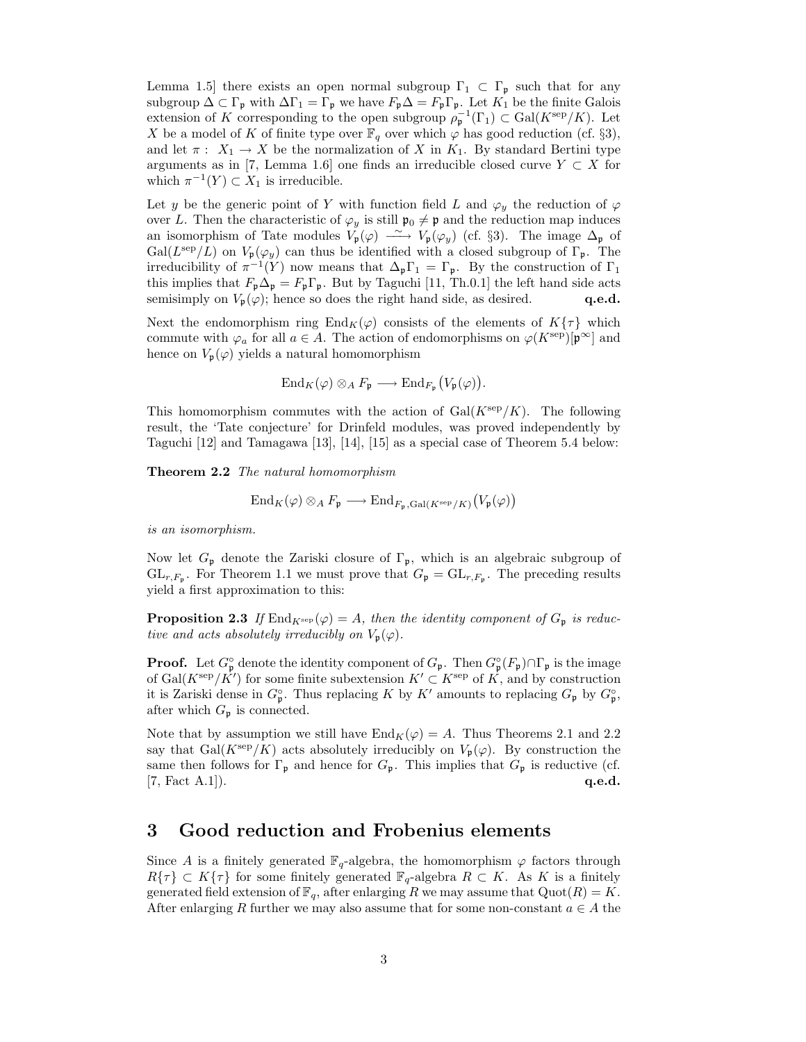Lemma 1.5] there exists an open normal subgroup $\Gamma_1 \subset \Gamma_\mathfrak{p}$ such that for any subgroup $\Delta \subset \Gamma_\mathfrak{p}$ with $\Delta\Gamma_1 = \Gamma_\mathfrak{p}$ we have $F_\mathfrak{p}\Delta = F_\mathfrak{p}\Gamma_\mathfrak{p}$. Let $K_1$ be the finite Galois extension of $K$ corresponding to the open subgroup $\rho_\mathfrak{p}^{-1}(\Gamma_1) \subset \mathrm{Gal}(K^{\mathrm{sep}}/K)$. Let $X$ be a model of $K$ of finite type over $\mathbb{F}_q$ over which $\varphi$ has good reduction (cf. §3), and let $\pi: X_1 \to X$ be the normalization of $X$ in $K_1$. By standard Bertini type arguments as in [7, Lemma 1.6] one finds an irreducible closed curve $Y \subset X$ for which $\pi^{-1}(Y) \subset X_1$ is irreducible.

Let $y$ be the generic point of $Y$ with function field $L$ and $\varphi_y$ the reduction of $\varphi$ over $L$. Then the characteristic of $\varphi_y$ is still $\mathfrak{p}_0 \neq \mathfrak{p}$ and the reduction map induces an isomorphism of Tate modules $V_\mathfrak{p}(\varphi) \xrightarrow{\sim} V_\mathfrak{p}(\varphi_y)$ (cf. §3). The image $\Delta_\mathfrak{p}$ of $\mathrm{Gal}(L^{\mathrm{sep}}/L)$ on $V_\mathfrak{p}(\varphi_y)$ can thus be identified with a closed subgroup of $\Gamma_\mathfrak{p}$. The irreducibility of $\pi^{-1}(Y)$ now means that $\Delta_\mathfrak{p}\Gamma_1 = \Gamma_\mathfrak{p}$. By the construction of $\Gamma_1$ this implies that $F_\mathfrak{p}\Delta_\mathfrak{p} = F_\mathfrak{p}\Gamma_\mathfrak{p}$. But by Taguchi [11, Th.0.1] the left hand side acts semisimply on $V_\mathfrak{p}(\varphi)$; hence so does the right hand side, as desired. **q.e.d.**

Next the endomorphism ring $\mathrm{End}_K(\varphi)$ consists of the elements of $K\{\tau\}$ which commute with $\varphi_a$ for all $a \in A$. The action of endomorphisms on $\varphi(K^{\mathrm{sep}})[\mathfrak{p}^\infty]$ and hence on $V_\mathfrak{p}(\varphi)$ yields a natural homomorphism

$$\mathrm{End}_K(\varphi) \otimes_A F_\mathfrak{p} \longrightarrow \mathrm{End}_{F_\mathfrak{p}}\big(V_\mathfrak{p}(\varphi)\big).$$

This homomorphism commutes with the action of $\mathrm{Gal}(K^{\mathrm{sep}}/K)$. The following result, the 'Tate conjecture' for Drinfeld modules, was proved independently by Taguchi [12] and Tamagawa [13], [14], [15] as a special case of Theorem 5.4 below:

**Theorem 2.2** *The natural homomorphism*

$$\mathrm{End}_K(\varphi) \otimes_A F_\mathfrak{p} \longrightarrow \mathrm{End}_{F_\mathfrak{p},\mathrm{Gal}(K^{\mathrm{sep}}/K)}\big(V_\mathfrak{p}(\varphi)\big)$$

*is an isomorphism.*

Now let $G_\mathfrak{p}$ denote the Zariski closure of $\Gamma_\mathfrak{p}$, which is an algebraic subgroup of $\mathrm{GL}_{r,F_\mathfrak{p}}$. For Theorem 1.1 we must prove that $G_\mathfrak{p} = \mathrm{GL}_{r,F_\mathfrak{p}}$. The preceding results yield a first approximation to this:

**Proposition 2.3** *If $\mathrm{End}_{K^{\mathrm{sep}}}(\varphi) = A$, then the identity component of $G_\mathfrak{p}$ is reductive and acts absolutely irreducibly on $V_\mathfrak{p}(\varphi)$.*

**Proof.** Let $G_\mathfrak{p}^\circ$ denote the identity component of $G_\mathfrak{p}$. Then $G_\mathfrak{p}^\circ(F_\mathfrak{p}) \cap \Gamma_\mathfrak{p}$ is the image of $\mathrm{Gal}(K^{\mathrm{sep}}/K')$ for some finite subextension $K' \subset K^{\mathrm{sep}}$ of $K$, and by construction it is Zariski dense in $G_\mathfrak{p}^\circ$. Thus replacing $K$ by $K'$ amounts to replacing $G_\mathfrak{p}$ by $G_\mathfrak{p}^\circ$, after which $G_\mathfrak{p}$ is connected.

Note that by assumption we still have $\mathrm{End}_K(\varphi) = A$. Thus Theorems 2.1 and 2.2 say that $\mathrm{Gal}(K^{\mathrm{sep}}/K)$ acts absolutely irreducibly on $V_\mathfrak{p}(\varphi)$. By construction the same then follows for $\Gamma_\mathfrak{p}$ and hence for $G_\mathfrak{p}$. This implies that $G_\mathfrak{p}$ is reductive (cf. [7, Fact A.1]). **q.e.d.**

## 3 Good reduction and Frobenius elements

Since $A$ is a finitely generated $\mathbb{F}_q$-algebra, the homomorphism $\varphi$ factors through $R\{\tau\} \subset K\{\tau\}$ for some finitely generated $\mathbb{F}_q$-algebra $R \subset K$. As $K$ is a finitely generated field extension of $\mathbb{F}_q$, after enlarging $R$ we may assume that $\mathrm{Quot}(R) = K$. After enlarging $R$ further we may also assume that for some non-constant $a \in A$ the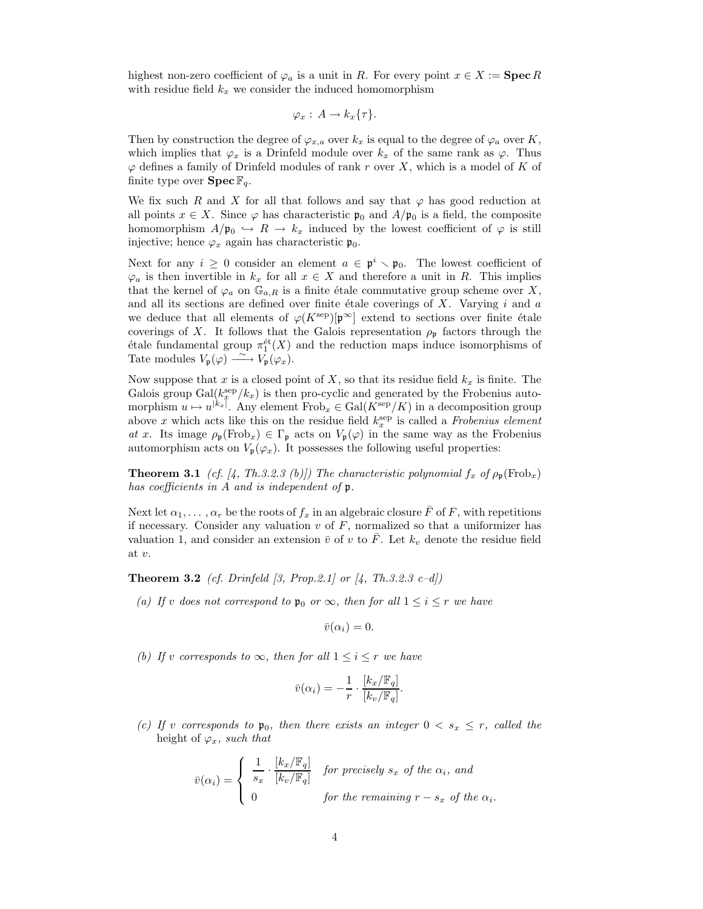highest non-zero coefficient of $\varphi_a$ is a unit in $R$. For every point $x \in X := \mathbf{Spec}\, R$ with residue field $k_x$ we consider the induced homomorphism

$$\varphi_x : A \to k_x\{\tau\}.$$

Then by construction the degree of $\varphi_{x,a}$ over $k_x$ is equal to the degree of $\varphi_a$ over $K$, which implies that $\varphi_x$ is a Drinfeld module over $k_x$ of the same rank as $\varphi$. Thus $\varphi$ defines a family of Drinfeld modules of rank $r$ over $X$, which is a model of $K$ of finite type over $\mathbf{Spec}\, \mathbb{F}_q$.

We fix such $R$ and $X$ for all that follows and say that $\varphi$ has good reduction at all points $x \in X$. Since $\varphi$ has characteristic $\mathfrak{p}_0$ and $A/\mathfrak{p}_0$ is a field, the composite homomorphism $A/\mathfrak{p}_0 \hookrightarrow R \to k_x$ induced by the lowest coefficient of $\varphi$ is still injective; hence $\varphi_x$ again has characteristic $\mathfrak{p}_0$.

Next for any $i \geq 0$ consider an element $a \in \mathfrak{p}^i \smallsetminus \mathfrak{p}_0$. The lowest coefficient of $\varphi_a$ is then invertible in $k_x$ for all $x \in X$ and therefore a unit in $R$. This implies that the kernel of $\varphi_a$ on $\mathbb{G}_{a,R}$ is a finite étale commutative group scheme over $X$, and all its sections are defined over finite étale coverings of $X$. Varying $i$ and $a$ we deduce that all elements of $\varphi(K^{\mathrm{sep}})[\mathfrak{p}^\infty]$ extend to sections over finite étale coverings of $X$. It follows that the Galois representation $\rho_\mathfrak{p}$ factors through the étale fundamental group $\pi_1^{\text{ét}}(X)$ and the reduction maps induce isomorphisms of Tate modules $V_\mathfrak{p}(\varphi) \xrightarrow{\sim} V_\mathfrak{p}(\varphi_x)$.

Now suppose that $x$ is a closed point of $X$, so that its residue field $k_x$ is finite. The Galois group $\mathrm{Gal}(k_x^{\mathrm{sep}}/k_x)$ is then pro-cyclic and generated by the Frobenius automorphism $u \mapsto u^{|k_x|}$. Any element $\mathrm{Frob}_x \in \mathrm{Gal}(K^{\mathrm{sep}}/K)$ in a decomposition group above $x$ which acts like this on the residue field $k_x^{\mathrm{sep}}$ is called a *Frobenius element at* $x$. Its image $\rho_\mathfrak{p}(\mathrm{Frob}_x) \in \Gamma_\mathfrak{p}$ acts on $V_\mathfrak{p}(\varphi)$ in the same way as the Frobenius automorphism acts on $V_\mathfrak{p}(\varphi_x)$. It possesses the following useful properties:

**Theorem 3.1** *(cf. [4, Th.3.2.3 (b)]) The characteristic polynomial $f_x$ of $\rho_\mathfrak{p}(\mathrm{Frob}_x)$ has coefficients in $A$ and is independent of $\mathfrak{p}$.*

Next let $\alpha_1, \ldots, \alpha_r$ be the roots of $f_x$ in an algebraic closure $\bar{F}$ of $F$, with repetitions if necessary. Consider any valuation $v$ of $F$, normalized so that a uniformizer has valuation 1, and consider an extension $\bar{v}$ of $v$ to $\bar{F}$. Let $k_v$ denote the residue field at $v$.

**Theorem 3.2** *(cf. Drinfeld [3, Prop.2.1] or [4, Th.3.2.3 c–d])*

*(a) If $v$ does not correspond to $\mathfrak{p}_0$ or $\infty$, then for all $1 \leq i \leq r$ we have*

$$\bar{v}(\alpha_i) = 0.$$

*(b) If $v$ corresponds to $\infty$, then for all $1 \leq i \leq r$ we have*

$$\bar{v}(\alpha_i) = -\frac{1}{r} \cdot \frac{[k_x/\mathbb{F}_q]}{[k_v/\mathbb{F}_q]}.$$

*(c) If $v$ corresponds to $\mathfrak{p}_0$, then there exists an integer $0 < s_x \leq r$, called the* height *of $\varphi_x$, such that*

$$\bar{v}(\alpha_i) = \begin{cases} \dfrac{1}{s_x} \cdot \dfrac{[k_x/\mathbb{F}_q]}{[k_v/\mathbb{F}_q]} & \text{for precisely } s_x \text{ of the } \alpha_i, \text{ and} \\ 0 & \text{for the remaining } r - s_x \text{ of the } \alpha_i. \end{cases}$$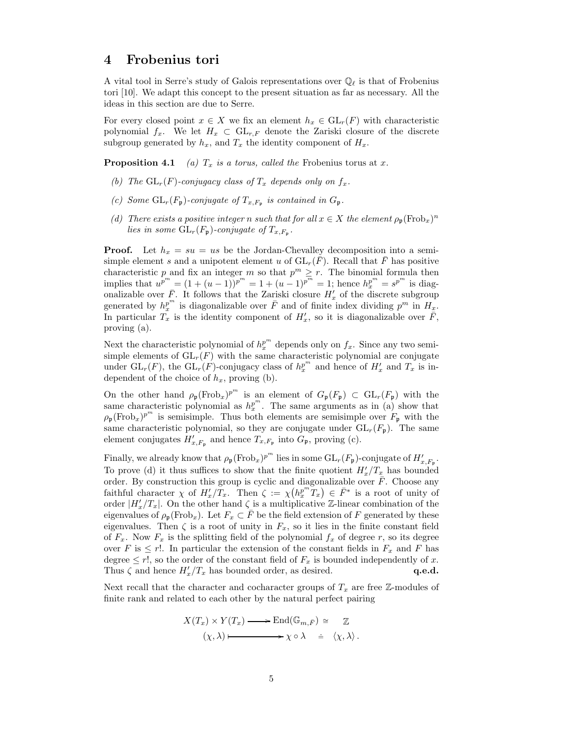# 4 Frobenius tori

A vital tool in Serre's study of Galois representations over $\mathbb{Q}_\ell$ is that of Frobenius tori [10]. We adapt this concept to the present situation as far as necessary. All the ideas in this section are due to Serre.

For every closed point $x \in X$ we fix an element $h_x \in \mathrm{GL}_r(F)$ with characteristic polynomial $f_x$. We let $H_x \subset \mathrm{GL}_{r,F}$ denote the Zariski closure of the discrete subgroup generated by $h_x$, and $T_x$ the identity component of $H_x$.

**Proposition 4.1** *(a) $T_x$ is a torus, called the* Frobenius torus *at $x$.*

*(b) The $\mathrm{GL}_r(F)$-conjugacy class of $T_x$ depends only on $f_x$.*

*(c) Some $\mathrm{GL}_r(F_\mathfrak{p})$-conjugate of $T_{x,F_\mathfrak{p}}$ is contained in $G_\mathfrak{p}$.*

*(d) There exists a positive integer $n$ such that for all $x \in X$ the element $\rho_\mathfrak{p}(\mathrm{Frob}_x)^n$ lies in some $\mathrm{GL}_r(F_\mathfrak{p})$-conjugate of $T_{x,F_\mathfrak{p}}$.*

**Proof.** Let $h_x = su = us$ be the Jordan-Chevalley decomposition into a semisimple element $s$ and a unipotent element $u$ of $\mathrm{GL}_r(\bar{F})$. Recall that $\bar{F}$ has positive characteristic $p$ and fix an integer $m$ so that $p^m \geq r$. The binomial formula then implies that $u^{p^m} = (1+(u-1))^{p^m} = 1 + (u-1)^{p^m} = 1$; hence $h_x^{p^m} = s^{p^m}$ is diagonalizable over $\bar{F}$. It follows that the Zariski closure $H'_x$ of the discrete subgroup generated by $h_x^{p^m}$ is diagonalizable over $\bar{F}$ and of finite index dividing $p^m$ in $H_x$. In particular $T_x$ is the identity component of $H'_x$, so it is diagonalizable over $\bar{F}$, proving (a).

Next the characteristic polynomial of $h_x^{p^m}$ depends only on $f_x$. Since any two semisimple elements of $\mathrm{GL}_r(F)$ with the same characteristic polynomial are conjugate under $\mathrm{GL}_r(F)$, the $\mathrm{GL}_r(F)$-conjugacy class of $h_x^{p^m}$ and hence of $H'_x$ and $T_x$ is independent of the choice of $h_x$, proving (b).

On the other hand $\rho_\mathfrak{p}(\mathrm{Frob}_x)^{p^m}$ is an element of $G_\mathfrak{p}(F_\mathfrak{p}) \subset \mathrm{GL}_r(F_\mathfrak{p})$ with the same characteristic polynomial as $h_x^{p^m}$. The same arguments as in (a) show that $\rho_\mathfrak{p}(\mathrm{Frob}_x)^{p^m}$ is semisimple. Thus both elements are semisimple over $F_\mathfrak{p}$ with the same characteristic polynomial, so they are conjugate under $\mathrm{GL}_r(F_\mathfrak{p})$. The same element conjugates $H'_{x,F_\mathfrak{p}}$ and hence $T_{x,F_\mathfrak{p}}$ into $G_\mathfrak{p}$, proving (c).

Finally, we already know that $\rho_\mathfrak{p}(\mathrm{Frob}_x)^{p^m}$ lies in some $\mathrm{GL}_r(F_\mathfrak{p})$-conjugate of $H'_{x,F_\mathfrak{p}}$. To prove (d) it thus suffices to show that the finite quotient $H'_x/T_x$ has bounded order. By construction this group is cyclic and diagonalizable over $\bar{F}$. Choose any faithful character $\chi$ of $H'_x/T_x$. Then $\zeta := \chi\big(h_x^{p^m} T_x\big) \in \bar{F}^*$ is a root of unity of order $|H'_x/T_x|$. On the other hand $\zeta$ is a multiplicative $\mathbb{Z}$-linear combination of the eigenvalues of $\rho_\mathfrak{p}(\mathrm{Frob}_x)$. Let $F_x \subset \bar{F}$ be the field extension of $F$ generated by these eigenvalues. Then $\zeta$ is a root of unity in $F_x$, so it lies in the finite constant field of $F_x$. Now $F_x$ is the splitting field of the polynomial $f_x$ of degree $r$, so its degree over $F$ is $\leq r!$. In particular the extension of the constant fields in $F_x$ and $F$ has degree $\leq r!$, so the order of the constant field of $F_x$ is bounded independently of $x$. Thus $\zeta$ and hence $H'_x/T_x$ has bounded order, as desired. **q.e.d.**

Next recall that the character and cocharacter groups of $T_x$ are free $\mathbb{Z}$-modules of finite rank and related to each other by the natural perfect pairing

$$\begin{array}{ccccc} X(T_x) \times Y(T_x) & \longrightarrow & \mathrm{End}(\mathbb{G}_{m,\bar{F}}) & \cong & \mathbb{Z} \\ (\chi, \lambda) & \longmapsto & \chi \circ \lambda & \doteq & \langle \chi, \lambda \rangle . \end{array}$$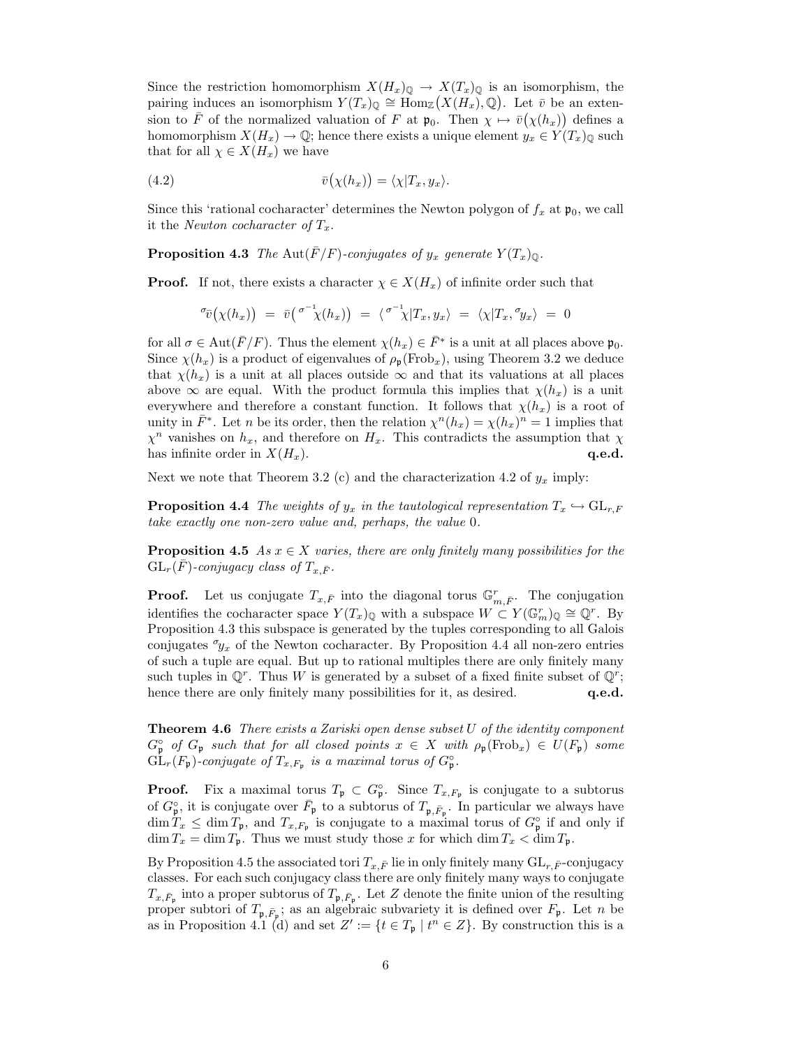Since the restriction homomorphism $X(H_x)_{\mathbb{Q}} \to X(T_x)_{\mathbb{Q}}$ is an isomorphism, the pairing induces an isomorphism $Y(T_x)_{\mathbb{Q}} \cong \mathrm{Hom}_{\mathbb{Z}}\big(X(H_x), \mathbb{Q}\big)$. Let $\bar{v}$ be an extension to $\bar{F}$ of the normalized valuation of $F$ at $\mathfrak{p}_0$. Then $\chi \mapsto \bar{v}\big(\chi(h_x)\big)$ defines a homomorphism $X(H_x) \to \mathbb{Q}$; hence there exists a unique element $y_x \in Y(T_x)_{\mathbb{Q}}$ such that for all $\chi \in X(H_x)$ we have

$$\bar{v}\big(\chi(h_x)\big) = \langle \chi | T_x, y_x \rangle. \tag{4.2}$$

Since this 'rational cocharacter' determines the Newton polygon of $f_x$ at $\mathfrak{p}_0$, we call it the *Newton cocharacter of $T_x$*.

**Proposition 4.3** *The $\mathrm{Aut}(\bar{F}/F)$-conjugates of $y_x$ generate $Y(T_x)_{\mathbb{Q}}$.*

**Proof.** If not, there exists a character $\chi \in X(H_x)$ of infinite order such that

$${}^{\sigma}\bar{v}\big(\chi(h_x)\big) \;=\; \bar{v}\big({}^{\sigma^{-1}}\chi(h_x)\big) \;=\; \langle {}^{\sigma^{-1}}\chi | T_x, y_x \rangle \;=\; \langle \chi | T_x, {}^{\sigma}y_x \rangle \;=\; 0$$

for all $\sigma \in \mathrm{Aut}(\bar{F}/F)$. Thus the element $\chi(h_x) \in \bar{F}^*$ is a unit at all places above $\mathfrak{p}_0$. Since $\chi(h_x)$ is a product of eigenvalues of $\rho_{\mathfrak{p}}(\mathrm{Frob}_x)$, using Theorem 3.2 we deduce that $\chi(h_x)$ is a unit at all places outside $\infty$ and that its valuations at all places above $\infty$ are equal. With the product formula this implies that $\chi(h_x)$ is a unit everywhere and therefore a constant function. It follows that $\chi(h_x)$ is a root of unity in $\bar{F}^*$. Let $n$ be its order, then the relation $\chi^n(h_x) = \chi(h_x)^n = 1$ implies that $\chi^n$ vanishes on $h_x$, and therefore on $H_x$. This contradicts the assumption that $\chi$ has infinite order in $X(H_x)$. **q.e.d.**

Next we note that Theorem 3.2 (c) and the characterization 4.2 of $y_x$ imply:

**Proposition 4.4** *The weights of $y_x$ in the tautological representation $T_x \hookrightarrow \mathrm{GL}_{r,F}$ take exactly one non-zero value and, perhaps, the value 0.*

**Proposition 4.5** *As $x \in X$ varies, there are only finitely many possibilities for the $\mathrm{GL}_r(\bar{F})$-conjugacy class of $T_{x,\bar{F}}$.*

**Proof.** Let us conjugate $T_{x,\bar{F}}$ into the diagonal torus $\mathbb{G}^r_{m,\bar{F}}$. The conjugation identifies the cocharacter space $Y(T_x)_{\mathbb{Q}}$ with a subspace $W \subset Y(\mathbb{G}^r_m)_{\mathbb{Q}} \cong \mathbb{Q}^r$. By Proposition 4.3 this subspace is generated by the tuples corresponding to all Galois conjugates ${}^{\sigma}y_x$ of the Newton cocharacter. By Proposition 4.4 all non-zero entries of such a tuple are equal. But up to rational multiples there are only finitely many such tuples in $\mathbb{Q}^r$. Thus $W$ is generated by a subset of a fixed finite subset of $\mathbb{Q}^r$; hence there are only finitely many possibilities for it, as desired. **q.e.d.**

**Theorem 4.6** *There exists a Zariski open dense subset $U$ of the identity component $G^{\circ}_{\mathfrak{p}}$ of $G_{\mathfrak{p}}$ such that for all closed points $x \in X$ with $\rho_{\mathfrak{p}}(\mathrm{Frob}_x) \in U(F_{\mathfrak{p}})$ some $\mathrm{GL}_r(F_{\mathfrak{p}})$-conjugate of $T_{x,F_{\mathfrak{p}}}$ is a maximal torus of $G^{\circ}_{\mathfrak{p}}$.*

**Proof.** Fix a maximal torus $T_{\mathfrak{p}} \subset G^{\circ}_{\mathfrak{p}}$. Since $T_{x,F_{\mathfrak{p}}}$ is conjugate to a subtorus of $G^{\circ}_{\mathfrak{p}}$, it is conjugate over $\bar{F}_{\mathfrak{p}}$ to a subtorus of $T_{\mathfrak{p},\bar{F}_{\mathfrak{p}}}$. In particular we always have $\dim T_x \le \dim T_{\mathfrak{p}}$, and $T_{x,F_{\mathfrak{p}}}$ is conjugate to a maximal torus of $G^{\circ}_{\mathfrak{p}}$ if and only if $\dim T_x = \dim T_{\mathfrak{p}}$. Thus we must study those $x$ for which $\dim T_x < \dim T_{\mathfrak{p}}$.

By Proposition 4.5 the associated tori $T_{x,\bar{F}}$ lie in only finitely many $\mathrm{GL}_{r,\bar{F}}$-conjugacy classes. For each such conjugacy class there are only finitely many ways to conjugate $T_{x,\bar{F}_{\mathfrak{p}}}$ into a proper subtorus of $T_{\mathfrak{p},\bar{F}_{\mathfrak{p}}}$. Let $Z$ denote the finite union of the resulting proper subtori of $T_{\mathfrak{p},\bar{F}_{\mathfrak{p}}}$; as an algebraic subvariety it is defined over $F_{\mathfrak{p}}$. Let $n$ be as in Proposition 4.1 (d) and set $Z' := \{t \in T_{\mathfrak{p}} \mid t^n \in Z\}$. By construction this is a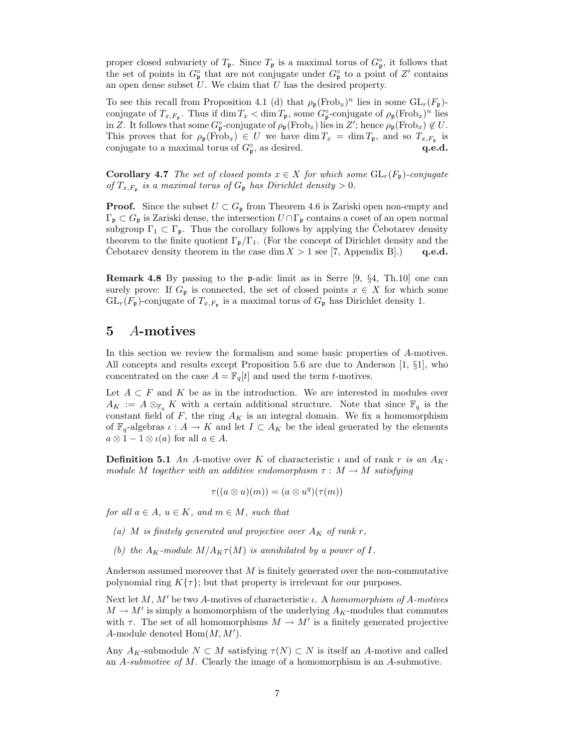proper closed subvariety of $T_\mathfrak{p}$. Since $T_\mathfrak{p}$ is a maximal torus of $G_\mathfrak{p}^\circ$, it follows that the set of points in $G_\mathfrak{p}^\circ$ that are not conjugate under $G_\mathfrak{p}^\circ$ to a point of $Z'$ contains an open dense subset $U$. We claim that $U$ has the desired property.

To see this recall from Proposition 4.1 (d) that $\rho_\mathfrak{p}(\mathrm{Frob}_x)^n$ lies in some $\mathrm{GL}_r(F_\mathfrak{p})$-conjugate of $T_{x,F_\mathfrak{p}}$. Thus if $\dim T_x < \dim T_\mathfrak{p}$, some $G_\mathfrak{p}^\circ$-conjugate of $\rho_\mathfrak{p}(\mathrm{Frob}_x)^n$ lies in $Z$. It follows that some $G_\mathfrak{p}^\circ$-conjugate of $\rho_\mathfrak{p}(\mathrm{Frob}_x)$ lies in $Z'$; hence $\rho_\mathfrak{p}(\mathrm{Frob}_x) \notin U$. This proves that for $\rho_\mathfrak{p}(\mathrm{Frob}_x) \in U$ we have $\dim T_x = \dim T_\mathfrak{p}$, and so $T_{x,F_\mathfrak{p}}$ is conjugate to a maximal torus of $G_\mathfrak{p}^\circ$, as desired. **q.e.d.**

**Corollary 4.7** *The set of closed points $x \in X$ for which some $\mathrm{GL}_r(F_\mathfrak{p})$-conjugate of $T_{x,F_\mathfrak{p}}$ is a maximal torus of $G_\mathfrak{p}$ has Dirichlet density $> 0$.*

**Proof.** Since the subset $U \subset G_\mathfrak{p}$ from Theorem 4.6 is Zariski open non-empty and $\Gamma_\mathfrak{p} \subset G_\mathfrak{p}$ is Zariski dense, the intersection $U \cap \Gamma_\mathfrak{p}$ contains a coset of an open normal subgroup $\Gamma_1 \subset \Gamma_\mathfrak{p}$. Thus the corollary follows by applying the Čebotarev density theorem to the finite quotient $\Gamma_\mathfrak{p}/\Gamma_1$. (For the concept of Dirichlet density and the Čebotarev density theorem in the case $\dim X > 1$ see [7, Appendix B].) **q.e.d.**

**Remark 4.8** By passing to the $\mathfrak{p}$-adic limit as in Serre [9, §4, Th.10] one can surely prove: If $G_\mathfrak{p}$ is connected, the set of closed points $x \in X$ for which some $\mathrm{GL}_r(F_\mathfrak{p})$-conjugate of $T_{x,F_\mathfrak{p}}$ is a maximal torus of $G_\mathfrak{p}$ has Dirichlet density 1.

# 5 $A$-motives

In this section we review the formalism and some basic properties of $A$-motives. All concepts and results except Proposition 5.6 are due to Anderson [1, §1], who concentrated on the case $A = \mathbb{F}_q[t]$ and used the term $t$-motives.

Let $A \subset F$ and $K$ be as in the introduction. We are interested in modules over $A_K := A \otimes_{\mathbb{F}_q} K$ with a certain additional structure. Note that since $\mathbb{F}_q$ is the constant field of $F$, the ring $A_K$ is an integral domain. We fix a homomorphism of $\mathbb{F}_q$-algebras $\iota : A \to K$ and let $I \subset A_K$ be the ideal generated by the elements $a \otimes 1 - 1 \otimes \iota(a)$ for all $a \in A$.

**Definition 5.1** *An $A$-motive over $K$ of characteristic $\iota$ and of rank $r$ is an $A_K$-module $M$ together with an additive endomorphism $\tau : M \to M$ satisfying*

$$\tau((a \otimes u)(m)) = (a \otimes u^q)(\tau(m))$$

*for all $a \in A$, $u \in K$, and $m \in M$, such that*

*(a) $M$ is finitely generated and projective over $A_K$ of rank $r$,*

*(b) the $A_K$-module $M/A_K\tau(M)$ is annihilated by a power of $I$.*

Anderson assumed moreover that $M$ is finitely generated over the non-commutative polynomial ring $K\{\tau\}$; but that property is irrelevant for our purposes.

Next let $M$, $M'$ be two $A$-motives of characteristic $\iota$. A *homomorphism of $A$-motives* $M \to M'$ is simply a homomorphism of the underlying $A_K$-modules that commutes with $\tau$. The set of all homomorphisms $M \to M'$ is a finitely generated projective $A$-module denoted $\mathrm{Hom}(M, M')$.

Any $A_K$-submodule $N \subset M$ satisfying $\tau(N) \subset N$ is itself an $A$-motive and called an *$A$-submotive of $M$*. Clearly the image of a homomorphism is an $A$-submotive.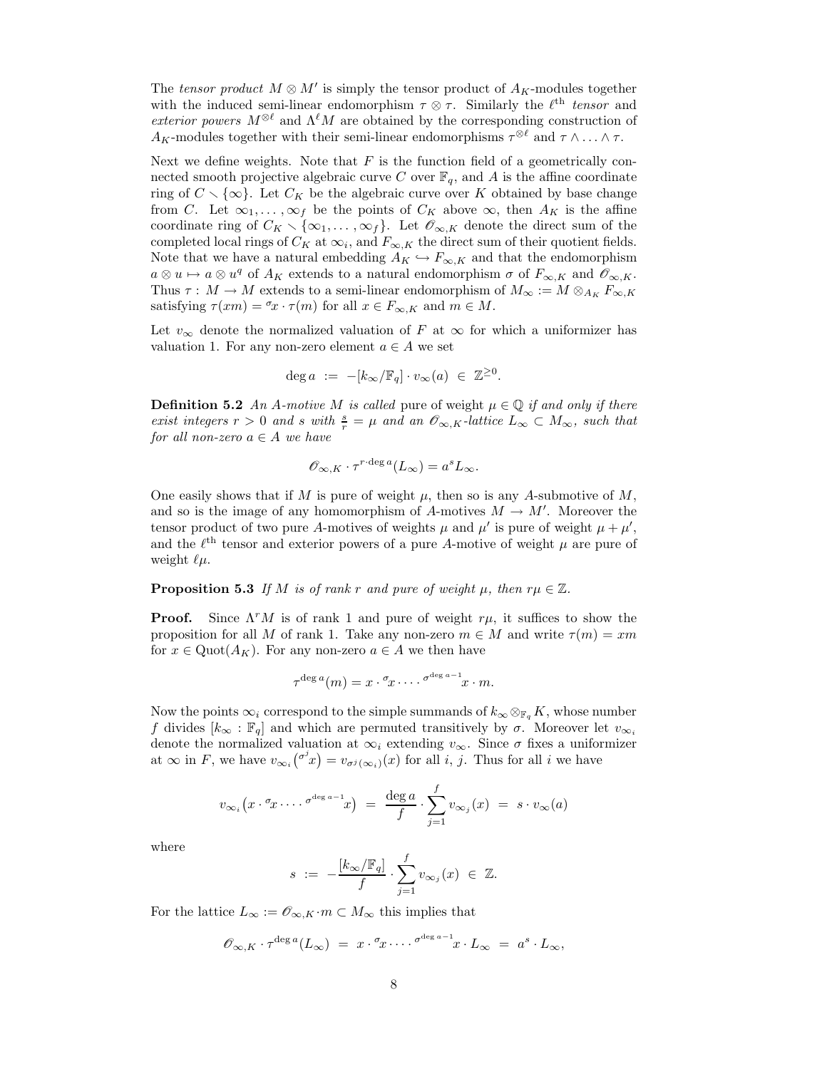The *tensor product* $M \otimes M'$ is simply the tensor product of $A_K$-modules together with the induced semi-linear endomorphism $\tau \otimes \tau$. Similarly the $\ell^{\text{th}}$ *tensor* and *exterior powers* $M^{\otimes \ell}$ and $\Lambda^\ell M$ are obtained by the corresponding construction of $A_K$-modules together with their semi-linear endomorphisms $\tau^{\otimes \ell}$ and $\tau \wedge \ldots \wedge \tau$.

Next we define weights. Note that $F$ is the function field of a geometrically connected smooth projective algebraic curve $C$ over $\mathbb{F}_q$, and $A$ is the affine coordinate ring of $C \smallsetminus \{\infty\}$. Let $C_K$ be the algebraic curve over $K$ obtained by base change from $C$. Let $\infty_1, \ldots, \infty_f$ be the points of $C_K$ above $\infty$, then $A_K$ is the affine coordinate ring of $C_K \smallsetminus \{\infty_1, \ldots, \infty_f\}$. Let $\mathscr{O}_{\infty,K}$ denote the direct sum of the completed local rings of $C_K$ at $\infty_i$, and $F_{\infty,K}$ the direct sum of their quotient fields. Note that we have a natural embedding $A_K \hookrightarrow F_{\infty,K}$ and that the endomorphism $a \otimes u \mapsto a \otimes u^q$ of $A_K$ extends to a natural endomorphism $\sigma$ of $F_{\infty,K}$ and $\mathscr{O}_{\infty,K}$. Thus $\tau : M \to M$ extends to a semi-linear endomorphism of $M_\infty := M \otimes_{A_K} F_{\infty,K}$ satisfying $\tau(xm) = {}^\sigma x \cdot \tau(m)$ for all $x \in F_{\infty,K}$ and $m \in M$.

Let $v_\infty$ denote the normalized valuation of $F$ at $\infty$ for which a uniformizer has valuation 1. For any non-zero element $a \in A$ we set

$$\deg a \;:=\; -[k_\infty/\mathbb{F}_q] \cdot v_\infty(a) \;\in\; \mathbb{Z}^{\geq 0}.$$

**Definition 5.2** *An $A$-motive $M$ is called* pure of weight $\mu \in \mathbb{Q}$ *if and only if there exist integers $r > 0$ and $s$ with $\frac{s}{r} = \mu$ and an $\mathscr{O}_{\infty,K}$-lattice $L_\infty \subset M_\infty$, such that for all non-zero $a \in A$ we have*

$$\mathscr{O}_{\infty,K} \cdot \tau^{r \cdot \deg a}(L_\infty) = a^s L_\infty.$$

One easily shows that if $M$ is pure of weight $\mu$, then so is any $A$-submotive of $M$, and so is the image of any homomorphism of $A$-motives $M \to M'$. Moreover the tensor product of two pure $A$-motives of weights $\mu$ and $\mu'$ is pure of weight $\mu + \mu'$, and the $\ell^{\text{th}}$ tensor and exterior powers of a pure $A$-motive of weight $\mu$ are pure of weight $\ell\mu$.

**Proposition 5.3** *If $M$ is of rank $r$ and pure of weight $\mu$, then $r\mu \in \mathbb{Z}$.*

**Proof.** Since $\Lambda^r M$ is of rank 1 and pure of weight $r\mu$, it suffices to show the proposition for all $M$ of rank 1. Take any non-zero $m \in M$ and write $\tau(m) = xm$ for $x \in \operatorname{Quot}(A_K)$. For any non-zero $a \in A$ we then have

$$\tau^{\deg a}(m) = x \cdot {}^\sigma x \cdot \ldots \cdot {}^{\sigma^{\deg a - 1}} x \cdot m.$$

Now the points $\infty_i$ correspond to the simple summands of $k_\infty \otimes_{\mathbb{F}_q} K$, whose number $f$ divides $[k_\infty : \mathbb{F}_q]$ and which are permuted transitively by $\sigma$. Moreover let $v_{\infty_i}$ denote the normalized valuation at $\infty_i$ extending $v_\infty$. Since $\sigma$ fixes a uniformizer at $\infty$ in $F$, we have $v_{\infty_i}\big({}^{\sigma^j} x\big) = v_{\sigma^j(\infty_i)}(x)$ for all $i$, $j$. Thus for all $i$ we have

$$v_{\infty_i}\big(x \cdot {}^\sigma x \cdot \ldots \cdot {}^{\sigma^{\deg a - 1}} x\big) \;=\; \frac{\deg a}{f} \cdot \sum_{j=1}^{f} v_{\infty_j}(x) \;=\; s \cdot v_\infty(a)$$

where

$$s \;:=\; -\frac{[k_\infty/\mathbb{F}_q]}{f} \cdot \sum_{j=1}^{f} v_{\infty_j}(x) \;\in\; \mathbb{Z}.$$

For the lattice $L_\infty := \mathscr{O}_{\infty,K} \cdot m \subset M_\infty$ this implies that

$$\mathscr{O}_{\infty,K} \cdot \tau^{\deg a}(L_\infty) \;=\; x \cdot {}^\sigma x \cdot \ldots \cdot {}^{\sigma^{\deg a - 1}} x \cdot L_\infty \;=\; a^s \cdot L_\infty,$$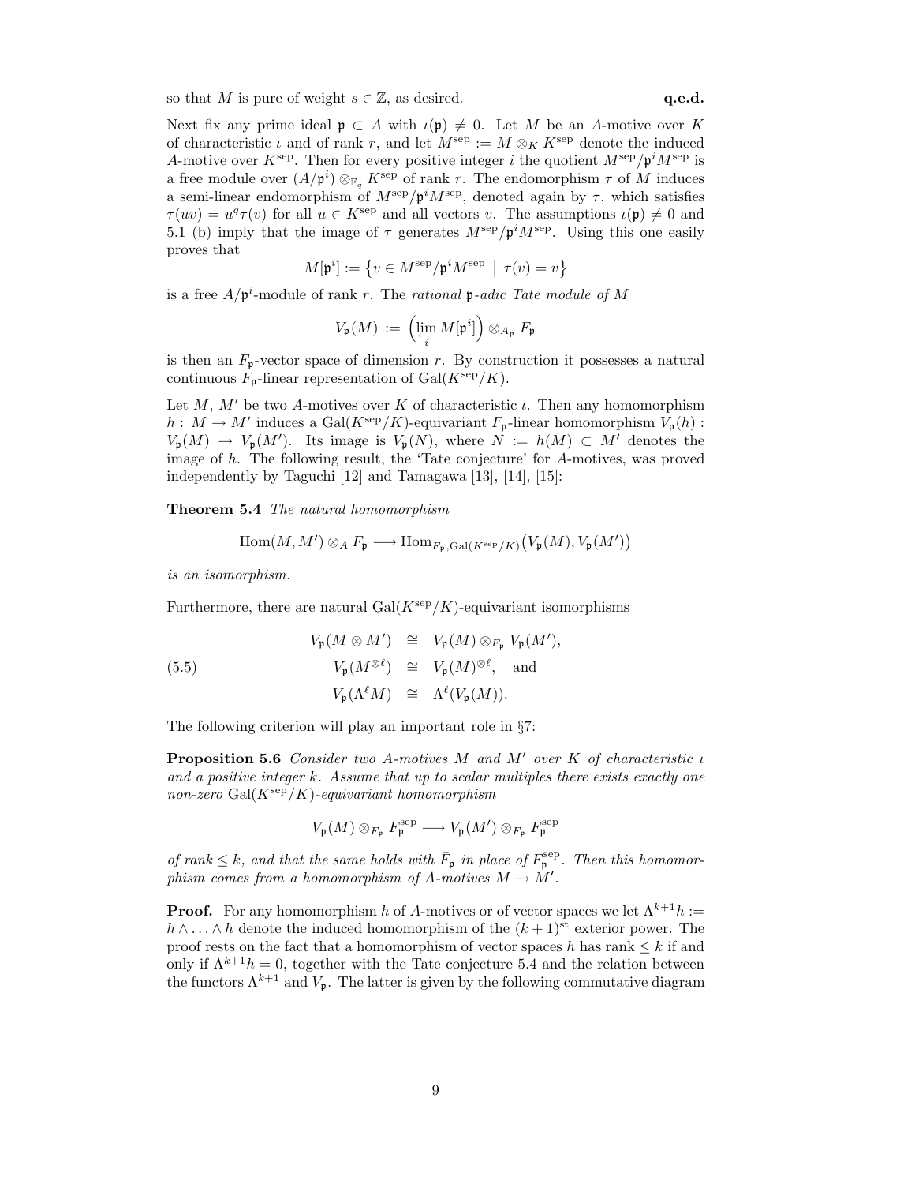so that $M$ is pure of weight $s \in \mathbb{Z}$, as desired. **q.e.d.**

Next fix any prime ideal $\mathfrak{p} \subset A$ with $\iota(\mathfrak{p}) \neq 0$. Let $M$ be an $A$-motive over $K$ of characteristic $\iota$ and of rank $r$, and let $M^{\rm sep} := M \otimes_K K^{\rm sep}$ denote the induced $A$-motive over $K^{\rm sep}$. Then for every positive integer $i$ the quotient $M^{\rm sep}/\mathfrak{p}^i M^{\rm sep}$ is a free module over $(A/\mathfrak{p}^i) \otimes_{\mathbb{F}_q} K^{\rm sep}$ of rank $r$. The endomorphism $\tau$ of $M$ induces a semi-linear endomorphism of $M^{\rm sep}/\mathfrak{p}^i M^{\rm sep}$, denoted again by $\tau$, which satisfies $\tau(uv) = u^q \tau(v)$ for all $u \in K^{\rm sep}$ and all vectors $v$. The assumptions $\iota(\mathfrak{p}) \neq 0$ and 5.1 (b) imply that the image of $\tau$ generates $M^{\rm sep}/\mathfrak{p}^i M^{\rm sep}$. Using this one easily proves that

$$M[\mathfrak{p}^i] := \big\{ v \in M^{\rm sep}/\mathfrak{p}^i M^{\rm sep} \ \big|\ \tau(v) = v \big\}$$

is a free $A/\mathfrak{p}^i$-module of rank $r$. The *rational $\mathfrak{p}$-adic Tate module of $M$*

$$V_\mathfrak{p}(M) := \Big(\varprojlim_i M[\mathfrak{p}^i]\Big) \otimes_{A_\mathfrak{p}} F_\mathfrak{p}$$

is then an $F_\mathfrak{p}$-vector space of dimension $r$. By construction it possesses a natural continuous $F_\mathfrak{p}$-linear representation of $\mathrm{Gal}(K^{\rm sep}/K)$.

Let $M$, $M'$ be two $A$-motives over $K$ of characteristic $\iota$. Then any homomorphism $h: M \to M'$ induces a $\mathrm{Gal}(K^{\rm sep}/K)$-equivariant $F_\mathfrak{p}$-linear homomorphism $V_\mathfrak{p}(h): V_\mathfrak{p}(M) \to V_\mathfrak{p}(M')$. Its image is $V_\mathfrak{p}(N)$, where $N := h(M) \subset M'$ denotes the image of $h$. The following result, the 'Tate conjecture' for $A$-motives, was proved independently by Taguchi [12] and Tamagawa [13], [14], [15]:

**Theorem 5.4** *The natural homomorphism*

$$\mathrm{Hom}(M, M') \otimes_A F_\mathfrak{p} \longrightarrow \mathrm{Hom}_{F_\mathfrak{p}, \mathrm{Gal}(K^{\rm sep}/K)}\big(V_\mathfrak{p}(M), V_\mathfrak{p}(M')\big)$$

*is an isomorphism.*

Furthermore, there are natural $\mathrm{Gal}(K^{\rm sep}/K)$-equivariant isomorphisms

$$(5.5) \qquad \begin{aligned} V_\mathfrak{p}(M \otimes M') &\cong V_\mathfrak{p}(M) \otimes_{F_\mathfrak{p}} V_\mathfrak{p}(M'), \\ V_\mathfrak{p}(M^{\otimes \ell}) &\cong V_\mathfrak{p}(M)^{\otimes \ell}, \quad \text{and} \\ V_\mathfrak{p}(\Lambda^\ell M) &\cong \Lambda^\ell(V_\mathfrak{p}(M)). \end{aligned}$$

The following criterion will play an important role in §7:

**Proposition 5.6** *Consider two $A$-motives $M$ and $M'$ over $K$ of characteristic $\iota$ and a positive integer $k$. Assume that up to scalar multiples there exists exactly one non-zero $\mathrm{Gal}(K^{\rm sep}/K)$-equivariant homomorphism*

$$V_\mathfrak{p}(M) \otimes_{F_\mathfrak{p}} F_\mathfrak{p}^{\rm sep} \longrightarrow V_\mathfrak{p}(M') \otimes_{F_\mathfrak{p}} F_\mathfrak{p}^{\rm sep}$$

*of rank $\leq k$, and that the same holds with $\bar{F}_\mathfrak{p}$ in place of $F_\mathfrak{p}^{\rm sep}$. Then this homomorphism comes from a homomorphism of $A$-motives $M \to M'$.*

**Proof.** For any homomorphism $h$ of $A$-motives or of vector spaces we let $\Lambda^{k+1}h := h \wedge \ldots \wedge h$ denote the induced homomorphism of the $(k+1)^{\rm st}$ exterior power. The proof rests on the fact that a homomorphism of vector spaces $h$ has rank $\leq k$ if and only if $\Lambda^{k+1}h = 0$, together with the Tate conjecture 5.4 and the relation between the functors $\Lambda^{k+1}$ and $V_\mathfrak{p}$. The latter is given by the following commutative diagram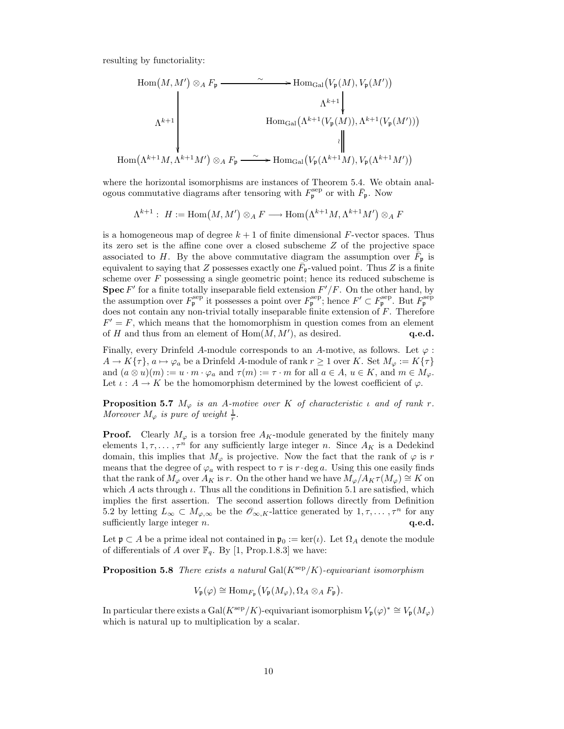resulting by functoriality:

$$\begin{array}{ccc}
\mathrm{Hom}\big(M,M'\big)\otimes_A F_{\mathfrak p} & \xrightarrow{\ \sim\ } & \mathrm{Hom}_{\mathrm{Gal}}\big(V_{\mathfrak p}(M),V_{\mathfrak p}(M')\big) \\
 & & \downarrow{\scriptstyle \Lambda^{k+1}} \\
\downarrow{\scriptstyle \Lambda^{k+1}} & & \mathrm{Hom}_{\mathrm{Gal}}\big(\Lambda^{k+1}(V_{\mathfrak p}(M)),\Lambda^{k+1}(V_{\mathfrak p}(M'))\big) \\
 & & \wr\| \\
\mathrm{Hom}\big(\Lambda^{k+1}M,\Lambda^{k+1}M'\big)\otimes_A F_{\mathfrak p} & \xrightarrow{\ \sim\ } & \mathrm{Hom}_{\mathrm{Gal}}\big(V_{\mathfrak p}(\Lambda^{k+1}M),V_{\mathfrak p}(\Lambda^{k+1}M')\big)
\end{array}$$

where the horizontal isomorphisms are instances of Theorem 5.4. We obtain analogous commutative diagrams after tensoring with $F_{\mathfrak p}^{\mathrm{sep}}$ or with $\bar F_{\mathfrak p}$. Now

$$\Lambda^{k+1}:\ H := \mathrm{Hom}\big(M,M'\big)\otimes_A F \longrightarrow \mathrm{Hom}\big(\Lambda^{k+1}M,\Lambda^{k+1}M'\big)\otimes_A F$$

is a homogeneous map of degree $k+1$ of finite dimensional $F$-vector spaces. Thus its zero set is the affine cone over a closed subscheme $Z$ of the projective space associated to $H$. By the above commutative diagram the assumption over $\bar F_{\mathfrak p}$ is equivalent to saying that $Z$ possesses exactly one $\bar F_{\mathfrak p}$-valued point. Thus $Z$ is a finite scheme over $F$ possessing a single geometric point; hence its reduced subscheme is $\mathbf{Spec}\,F'$ for a finite totally inseparable field extension $F'/F$. On the other hand, by the assumption over $F_{\mathfrak p}^{\mathrm{sep}}$ it possesses a point over $F_{\mathfrak p}^{\mathrm{sep}}$; hence $F'\subset F_{\mathfrak p}^{\mathrm{sep}}$. But $F_{\mathfrak p}^{\mathrm{sep}}$ does not contain any non-trivial totally inseparable finite extension of $F$. Therefore $F'=F$, which means that the homomorphism in question comes from an element of $H$ and thus from an element of $\mathrm{Hom}(M,M')$, as desired. **q.e.d.**

Finally, every Drinfeld $A$-module corresponds to an $A$-motive, as follows. Let $\varphi: A\to K\{\tau\}$, $a\mapsto\varphi_a$ be a Drinfeld $A$-module of rank $r\geq 1$ over $K$. Set $M_\varphi := K\{\tau\}$ and $(a\otimes u)(m) := u\cdot m\cdot\varphi_a$ and $\tau(m) := \tau\cdot m$ for all $a\in A$, $u\in K$, and $m\in M_\varphi$. Let $\iota: A\to K$ be the homomorphism determined by the lowest coefficient of $\varphi$.

**Proposition 5.7** *$M_\varphi$ is an $A$-motive over $K$ of characteristic $\iota$ and of rank $r$. Moreover $M_\varphi$ is pure of weight $\frac{1}{r}$.*

**Proof.** Clearly $M_\varphi$ is a torsion free $A_K$-module generated by the finitely many elements $1,\tau,\ldots,\tau^n$ for any sufficiently large integer $n$. Since $A_K$ is a Dedekind domain, this implies that $M_\varphi$ is projective. Now the fact that the rank of $\varphi$ is $r$ means that the degree of $\varphi_a$ with respect to $\tau$ is $r\cdot\deg a$. Using this one easily finds that the rank of $M_\varphi$ over $A_K$ is $r$. On the other hand we have $M_\varphi/A_K\tau(M_\varphi)\cong K$ on which $A$ acts through $\iota$. Thus all the conditions in Definition 5.1 are satisfied, which implies the first assertion. The second assertion follows directly from Definition 5.2 by letting $L_\infty\subset M_{\varphi,\infty}$ be the $\mathscr{O}_{\infty,K}$-lattice generated by $1,\tau,\ldots,\tau^n$ for any sufficiently large integer $n$. **q.e.d.**

Let $\mathfrak p\subset A$ be a prime ideal not contained in $\mathfrak p_0 := \ker(\iota)$. Let $\Omega_A$ denote the module of differentials of $A$ over $\mathbb F_q$. By [1, Prop.1.8.3] we have:

**Proposition 5.8** *There exists a natural $\mathrm{Gal}(K^{\mathrm{sep}}/K)$-equivariant isomorphism*

$$V_{\mathfrak p}(\varphi)\cong \mathrm{Hom}_{F_{\mathfrak p}}\big(V_{\mathfrak p}(M_\varphi),\Omega_A\otimes_A F_{\mathfrak p}\big).$$

In particular there exists a $\mathrm{Gal}(K^{\mathrm{sep}}/K)$-equivariant isomorphism $V_{\mathfrak p}(\varphi)^*\cong V_{\mathfrak p}(M_\varphi)$ which is natural up to multiplication by a scalar.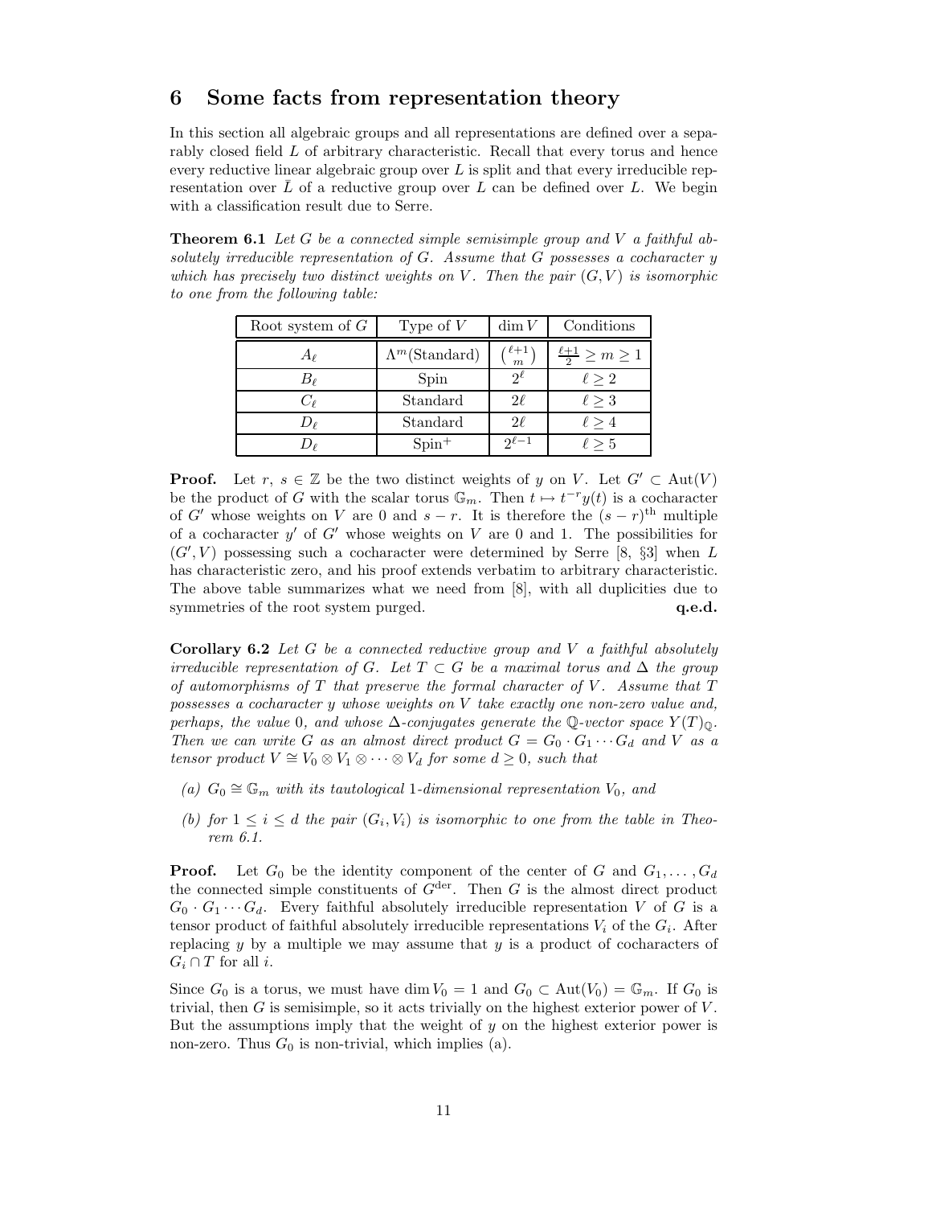# 6 Some facts from representation theory

In this section all algebraic groups and all representations are defined over a separably closed field $L$ of arbitrary characteristic. Recall that every torus and hence every reductive linear algebraic group over $L$ is split and that every irreducible representation over $\bar{L}$ of a reductive group over $L$ can be defined over $L$. We begin with a classification result due to Serre.

**Theorem 6.1** *Let $G$ be a connected simple semisimple group and $V$ a faithful absolutely irreducible representation of $G$. Assume that $G$ possesses a cocharacter $y$ which has precisely two distinct weights on $V$. Then the pair $(G,V)$ is isomorphic to one from the following table:*

| Root system of $G$ | Type of $V$ | $\dim V$ | Conditions |
|---|---|---|---|
| $A_\ell$ | $\Lambda^m(\text{Standard})$ | $\binom{\ell+1}{m}$ | $\frac{\ell+1}{2} \geq m \geq 1$ |
| $B_\ell$ | Spin | $2^\ell$ | $\ell \geq 2$ |
| $C_\ell$ | Standard | $2\ell$ | $\ell \geq 3$ |
| $D_\ell$ | Standard | $2\ell$ | $\ell \geq 4$ |
| $D_\ell$ | $\text{Spin}^+$ | $2^{\ell-1}$ | $\ell \geq 5$ |

**Proof.** Let $r$, $s \in \mathbb{Z}$ be the two distinct weights of $y$ on $V$. Let $G' \subset \text{Aut}(V)$ be the product of $G$ with the scalar torus $\mathbb{G}_m$. Then $t \mapsto t^{-r}y(t)$ is a cocharacter of $G'$ whose weights on $V$ are 0 and $s-r$. It is therefore the $(s-r)^{\text{th}}$ multiple of a cocharacter $y'$ of $G'$ whose weights on $V$ are 0 and 1. The possibilities for $(G', V)$ possessing such a cocharacter were determined by Serre [8, §3] when $L$ has characteristic zero, and his proof extends verbatim to arbitrary characteristic. The above table summarizes what we need from [8], with all duplicities due to symmetries of the root system purged. **q.e.d.**

**Corollary 6.2** *Let $G$ be a connected reductive group and $V$ a faithful absolutely irreducible representation of $G$. Let $T \subset G$ be a maximal torus and $\Delta$ the group of automorphisms of $T$ that preserve the formal character of $V$. Assume that $T$ possesses a cocharacter $y$ whose weights on $V$ take exactly one non-zero value and, perhaps, the value 0, and whose $\Delta$-conjugates generate the $\mathbb{Q}$-vector space $Y(T)_\mathbb{Q}$. Then we can write $G$ as an almost direct product $G = G_0 \cdot G_1 \cdots G_d$ and $V$ as a tensor product $V \cong V_0 \otimes V_1 \otimes \cdots \otimes V_d$ for some $d \geq 0$, such that*

*(a) $G_0 \cong \mathbb{G}_m$ with its tautological 1-dimensional representation $V_0$, and*

*(b) for $1 \leq i \leq d$ the pair $(G_i, V_i)$ is isomorphic to one from the table in Theorem 6.1.*

**Proof.** Let $G_0$ be the identity component of the center of $G$ and $G_1, \ldots, G_d$ the connected simple constituents of $G^{\text{der}}$. Then $G$ is the almost direct product $G_0 \cdot G_1 \cdots G_d$. Every faithful absolutely irreducible representation $V$ of $G$ is a tensor product of faithful absolutely irreducible representations $V_i$ of the $G_i$. After replacing $y$ by a multiple we may assume that $y$ is a product of cocharacters of $G_i \cap T$ for all $i$.

Since $G_0$ is a torus, we must have $\dim V_0 = 1$ and $G_0 \subset \text{Aut}(V_0) = \mathbb{G}_m$. If $G_0$ is trivial, then $G$ is semisimple, so it acts trivially on the highest exterior power of $V$. But the assumptions imply that the weight of $y$ on the highest exterior power is non-zero. Thus $G_0$ is non-trivial, which implies (a).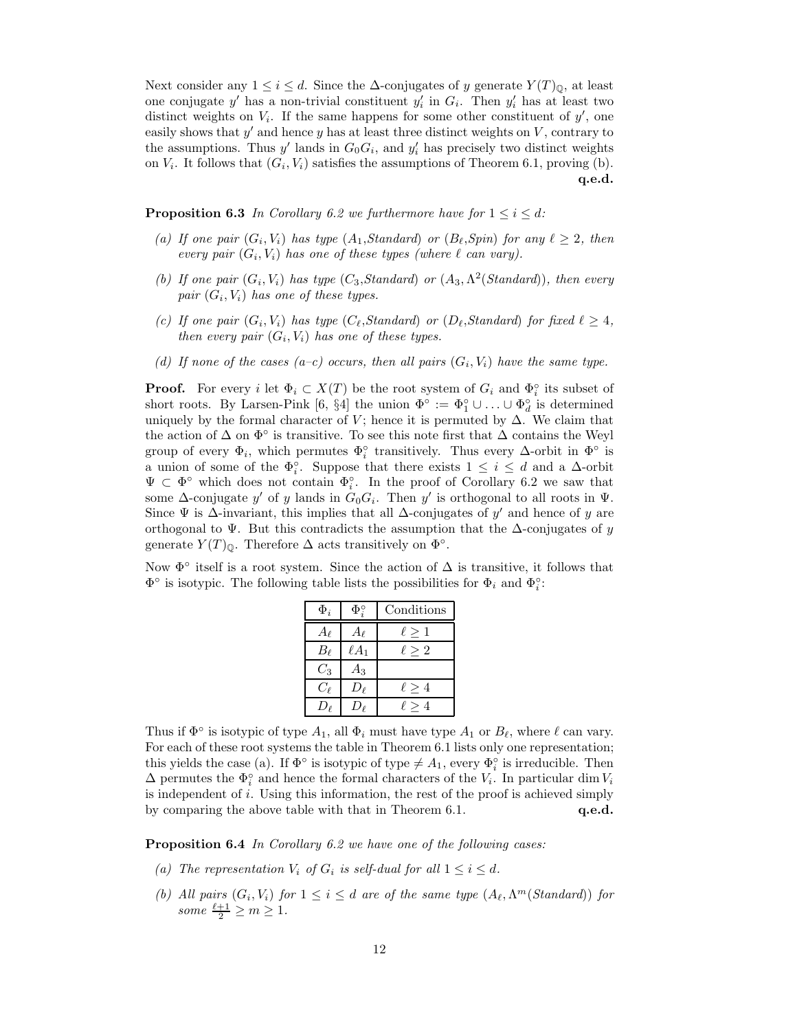Next consider any $1 \leq i \leq d$. Since the $\Delta$-conjugates of $y$ generate $Y(T)_{\mathbb{Q}}$, at least one conjugate $y'$ has a non-trivial constituent $y'_i$ in $G_i$. Then $y'_i$ has at least two distinct weights on $V_i$. If the same happens for some other constituent of $y'$, one easily shows that $y'$ and hence $y$ has at least three distinct weights on $V$, contrary to the assumptions. Thus $y'$ lands in $G_0G_i$, and $y'_i$ has precisely two distinct weights on $V_i$. It follows that $(G_i, V_i)$ satisfies the assumptions of Theorem 6.1, proving (b). **q.e.d.**

**Proposition 6.3** *In Corollary 6.2 we furthermore have for $1 \leq i \leq d$:*

*(a) If one pair $(G_i, V_i)$ has type ($A_1$,Standard) or ($B_\ell$,Spin) for any $\ell \geq 2$, then every pair $(G_i, V_i)$ has one of these types (where $\ell$ can vary).*

*(b) If one pair $(G_i, V_i)$ has type ($C_3$,Standard) or ($A_3$, $\Lambda^2$(Standard)), then every pair $(G_i, V_i)$ has one of these types.*

*(c) If one pair $(G_i, V_i)$ has type ($C_\ell$,Standard) or ($D_\ell$,Standard) for fixed $\ell \geq 4$, then every pair $(G_i, V_i)$ has one of these types.*

*(d) If none of the cases (a–c) occurs, then all pairs $(G_i, V_i)$ have the same type.*

**Proof.** For every $i$ let $\Phi_i \subset X(T)$ be the root system of $G_i$ and $\Phi_i^\circ$ its subset of short roots. By Larsen-Pink [6, §4] the union $\Phi^\circ := \Phi_1^\circ \cup \ldots \cup \Phi_d^\circ$ is determined uniquely by the formal character of $V$; hence it is permuted by $\Delta$. We claim that the action of $\Delta$ on $\Phi^\circ$ is transitive. To see this note first that $\Delta$ contains the Weyl group of every $\Phi_i$, which permutes $\Phi_i^\circ$ transitively. Thus every $\Delta$-orbit in $\Phi^\circ$ is a union of some of the $\Phi_i^\circ$. Suppose that there exists $1 \leq i \leq d$ and a $\Delta$-orbit $\Psi \subset \Phi^\circ$ which does not contain $\Phi_i^\circ$. In the proof of Corollary 6.2 we saw that some $\Delta$-conjugate $y'$ of $y$ lands in $G_0G_i$. Then $y'$ is orthogonal to all roots in $\Psi$. Since $\Psi$ is $\Delta$-invariant, this implies that all $\Delta$-conjugates of $y'$ and hence of $y$ are orthogonal to $\Psi$. But this contradicts the assumption that the $\Delta$-conjugates of $y$ generate $Y(T)_{\mathbb{Q}}$. Therefore $\Delta$ acts transitively on $\Phi^\circ$.

Now $\Phi^\circ$ itself is a root system. Since the action of $\Delta$ is transitive, it follows that $\Phi^\circ$ is isotypic. The following table lists the possibilities for $\Phi_i$ and $\Phi_i^\circ$:

| $\Phi_i$ | $\Phi_i^\circ$ | Conditions |
|---|---|---|
| $A_\ell$ | $A_\ell$ | $\ell \geq 1$ |
| $B_\ell$ | $\ell A_1$ | $\ell \geq 2$ |
| $C_3$ | $A_3$ | |
| $C_\ell$ | $D_\ell$ | $\ell \geq 4$ |
| $D_\ell$ | $D_\ell$ | $\ell \geq 4$ |

Thus if $\Phi^\circ$ is isotypic of type $A_1$, all $\Phi_i$ must have type $A_1$ or $B_\ell$, where $\ell$ can vary. For each of these root systems the table in Theorem 6.1 lists only one representation; this yields the case (a). If $\Phi^\circ$ is isotypic of type $\neq A_1$, every $\Phi_i^\circ$ is irreducible. Then $\Delta$ permutes the $\Phi_i^\circ$ and hence the formal characters of the $V_i$. In particular $\dim V_i$ is independent of $i$. Using this information, the rest of the proof is achieved simply by comparing the above table with that in Theorem 6.1. **q.e.d.**

**Proposition 6.4** *In Corollary 6.2 we have one of the following cases:*

*(a) The representation $V_i$ of $G_i$ is self-dual for all $1 \leq i \leq d$.*

*(b) All pairs $(G_i, V_i)$ for $1 \leq i \leq d$ are of the same type ($A_\ell$, $\Lambda^m$(Standard)) for some $\frac{\ell+1}{2} \geq m \geq 1$.*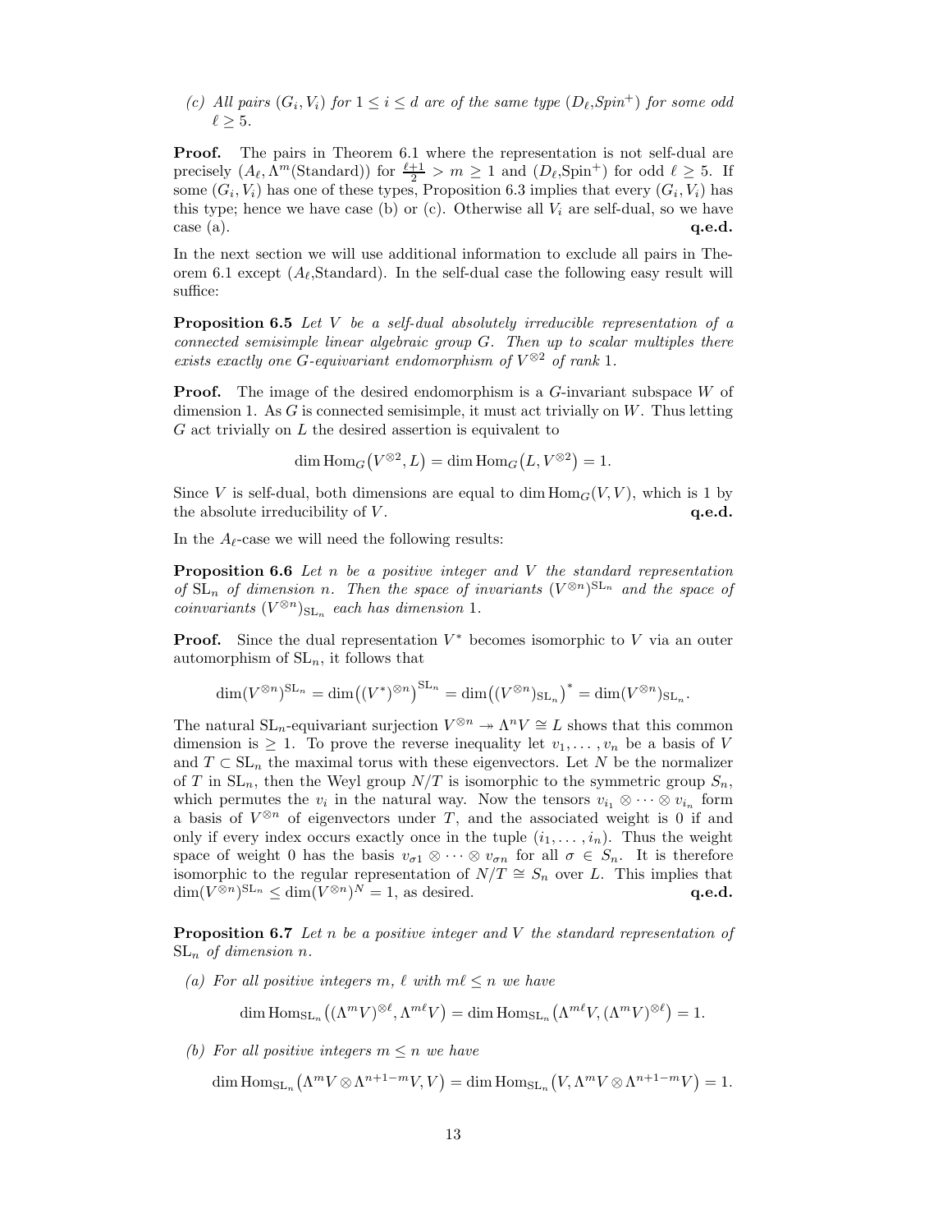(c) *All pairs* $(G_i, V_i)$ *for* $1 \leq i \leq d$ *are of the same type* $(D_\ell, Spin^+)$ *for some odd* $\ell \geq 5$.

**Proof.** The pairs in Theorem 6.1 where the representation is not self-dual are precisely $(A_\ell, \Lambda^m(\text{Standard}))$ for $\frac{\ell+1}{2} > m \geq 1$ and $(D_\ell, \text{Spin}^+)$ for odd $\ell \geq 5$. If some $(G_i, V_i)$ has one of these types, Proposition 6.3 implies that every $(G_i, V_i)$ has this type; hence we have case (b) or (c). Otherwise all $V_i$ are self-dual, so we have case (a). **q.e.d.**

In the next section we will use additional information to exclude all pairs in Theorem 6.1 except $(A_\ell, \text{Standard})$. In the self-dual case the following easy result will suffice:

**Proposition 6.5** *Let* $V$ *be a self-dual absolutely irreducible representation of a connected semisimple linear algebraic group* $G$. *Then up to scalar multiples there exists exactly one* $G$*-equivariant endomorphism of* $V^{\otimes 2}$ *of rank* $1$.

**Proof.** The image of the desired endomorphism is a $G$-invariant subspace $W$ of dimension 1. As $G$ is connected semisimple, it must act trivially on $W$. Thus letting $G$ act trivially on $L$ the desired assertion is equivalent to

$$\dim \operatorname{Hom}_G\big(V^{\otimes 2}, L\big) = \dim \operatorname{Hom}_G\big(L, V^{\otimes 2}\big) = 1.$$

Since $V$ is self-dual, both dimensions are equal to $\dim \operatorname{Hom}_G(V, V)$, which is 1 by the absolute irreducibility of $V$. **q.e.d.**

In the $A_\ell$-case we will need the following results:

**Proposition 6.6** *Let* $n$ *be a positive integer and* $V$ *the standard representation of* $\mathrm{SL}_n$ *of dimension* $n$. *Then the space of invariants* $(V^{\otimes n})^{\mathrm{SL}_n}$ *and the space of coinvariants* $(V^{\otimes n})_{\mathrm{SL}_n}$ *each has dimension* $1$.

**Proof.** Since the dual representation $V^*$ becomes isomorphic to $V$ via an outer automorphism of $\mathrm{SL}_n$, it follows that

$$\dim(V^{\otimes n})^{\mathrm{SL}_n} = \dim\big((V^*)^{\otimes n}\big)^{\mathrm{SL}_n} = \dim\big((V^{\otimes n})_{\mathrm{SL}_n}\big)^* = \dim(V^{\otimes n})_{\mathrm{SL}_n}.$$

The natural $\mathrm{SL}_n$-equivariant surjection $V^{\otimes n} \twoheadrightarrow \Lambda^n V \cong L$ shows that this common dimension is $\geq 1$. To prove the reverse inequality let $v_1, \ldots, v_n$ be a basis of $V$ and $T \subset \mathrm{SL}_n$ the maximal torus with these eigenvectors. Let $N$ be the normalizer of $T$ in $\mathrm{SL}_n$, then the Weyl group $N/T$ is isomorphic to the symmetric group $S_n$, which permutes the $v_i$ in the natural way. Now the tensors $v_{i_1} \otimes \cdots \otimes v_{i_n}$ form a basis of $V^{\otimes n}$ of eigenvectors under $T$, and the associated weight is 0 if and only if every index occurs exactly once in the tuple $(i_1, \ldots, i_n)$. Thus the weight space of weight 0 has the basis $v_{\sigma 1} \otimes \cdots \otimes v_{\sigma n}$ for all $\sigma \in S_n$. It is therefore isomorphic to the regular representation of $N/T \cong S_n$ over $L$. This implies that $\dim(V^{\otimes n})^{\mathrm{SL}_n} \leq \dim(V^{\otimes n})^N = 1$, as desired. **q.e.d.**

**Proposition 6.7** *Let* $n$ *be a positive integer and* $V$ *the standard representation of* $\mathrm{SL}_n$ *of dimension* $n$.

(a) *For all positive integers* $m$, $\ell$ *with* $m\ell \leq n$ *we have*

$$\dim \operatorname{Hom}_{\mathrm{SL}_n}\big((\Lambda^m V)^{\otimes \ell}, \Lambda^{m\ell} V\big) = \dim \operatorname{Hom}_{\mathrm{SL}_n}\big(\Lambda^{m\ell} V, (\Lambda^m V)^{\otimes \ell}\big) = 1.$$

(b) *For all positive integers* $m \leq n$ *we have*

$$\dim \operatorname{Hom}_{\mathrm{SL}_n}\big(\Lambda^m V \otimes \Lambda^{n+1-m} V, V\big) = \dim \operatorname{Hom}_{\mathrm{SL}_n}\big(V, \Lambda^m V \otimes \Lambda^{n+1-m} V\big) = 1.$$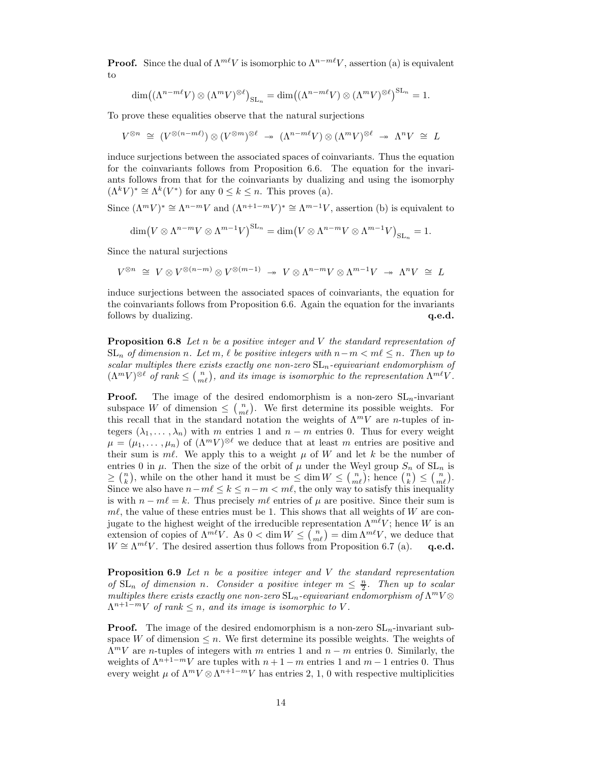**Proof.** Since the dual of $\Lambda^{m\ell}V$ is isomorphic to $\Lambda^{n-m\ell}V$, assertion (a) is equivalent to

$$\dim\big((\Lambda^{n-m\ell}V)\otimes(\Lambda^m V)^{\otimes\ell}\big)_{\mathrm{SL}_n} = \dim\big((\Lambda^{n-m\ell}V)\otimes(\Lambda^m V)^{\otimes\ell}\big)^{\mathrm{SL}_n} = 1.$$

To prove these equalities observe that the natural surjections

$$V^{\otimes n} \;\cong\; (V^{\otimes(n-m\ell)})\otimes(V^{\otimes m})^{\otimes\ell} \;\twoheadrightarrow\; (\Lambda^{n-m\ell}V)\otimes(\Lambda^m V)^{\otimes\ell} \;\twoheadrightarrow\; \Lambda^n V \;\cong\; L$$

induce surjections between the associated spaces of coinvariants. Thus the equation for the coinvariants follows from Proposition 6.6. The equation for the invariants follows from that for the coinvariants by dualizing and using the isomorphy $(\Lambda^k V)^* \cong \Lambda^k(V^*)$ for any $0 \le k \le n$. This proves (a).

Since $(\Lambda^m V)^* \cong \Lambda^{n-m}V$ and $(\Lambda^{n+1-m}V)^* \cong \Lambda^{m-1}V$, assertion (b) is equivalent to

$$\dim\big(V\otimes\Lambda^{n-m}V\otimes\Lambda^{m-1}V\big)^{\mathrm{SL}_n} = \dim\big(V\otimes\Lambda^{n-m}V\otimes\Lambda^{m-1}V\big)_{\mathrm{SL}_n} = 1.$$

Since the natural surjections

$$V^{\otimes n} \;\cong\; V\otimes V^{\otimes(n-m)}\otimes V^{\otimes(m-1)} \;\twoheadrightarrow\; V\otimes\Lambda^{n-m}V\otimes\Lambda^{m-1}V \;\twoheadrightarrow\; \Lambda^n V \;\cong\; L$$

induce surjections between the associated spaces of coinvariants, the equation for the coinvariants follows from Proposition 6.6. Again the equation for the invariants follows by dualizing. **q.e.d.**

**Proposition 6.8** *Let $n$ be a positive integer and $V$ the standard representation of $\mathrm{SL}_n$ of dimension $n$. Let $m$, $\ell$ be positive integers with $n-m < m\ell \le n$. Then up to scalar multiples there exists exactly one non-zero $\mathrm{SL}_n$-equivariant endomorphism of $(\Lambda^m V)^{\otimes\ell}$ of rank $\le \binom{n}{m\ell}$, and its image is isomorphic to the representation $\Lambda^{m\ell}V$.*

**Proof.** The image of the desired endomorphism is a non-zero $\mathrm{SL}_n$-invariant subspace $W$ of dimension $\le \binom{n}{m\ell}$. We first determine its possible weights. For this recall that in the standard notation the weights of $\Lambda^m V$ are $n$-tuples of integers $(\lambda_1,\ldots,\lambda_n)$ with $m$ entries 1 and $n-m$ entries 0. Thus for every weight $\mu = (\mu_1,\ldots,\mu_n)$ of $(\Lambda^m V)^{\otimes\ell}$ we deduce that at least $m$ entries are positive and their sum is $m\ell$. We apply this to a weight $\mu$ of $W$ and let $k$ be the number of entries 0 in $\mu$. Then the size of the orbit of $\mu$ under the Weyl group $S_n$ of $\mathrm{SL}_n$ is $\ge \binom{n}{k}$, while on the other hand it must be $\le \dim W \le \binom{n}{m\ell}$; hence $\binom{n}{k} \le \binom{n}{m\ell}$. Since we also have $n-m\ell \le k \le n-m < m\ell$, the only way to satisfy this inequality is with $n-m\ell = k$. Thus precisely $m\ell$ entries of $\mu$ are positive. Since their sum is $m\ell$, the value of these entries must be 1. This shows that all weights of $W$ are conjugate to the highest weight of the irreducible representation $\Lambda^{m\ell}V$; hence $W$ is an extension of copies of $\Lambda^{m\ell}V$. As $0 < \dim W \le \binom{n}{m\ell} = \dim \Lambda^{m\ell}V$, we deduce that $W \cong \Lambda^{m\ell}V$. The desired assertion thus follows from Proposition 6.7 (a). **q.e.d.**

**Proposition 6.9** *Let $n$ be a positive integer and $V$ the standard representation of $\mathrm{SL}_n$ of dimension $n$. Consider a positive integer $m \le \frac{n}{2}$. Then up to scalar multiples there exists exactly one non-zero $\mathrm{SL}_n$-equivariant endomorphism of $\Lambda^m V\otimes\Lambda^{n+1-m}V$ of rank $\le n$, and its image is isomorphic to $V$.*

**Proof.** The image of the desired endomorphism is a non-zero $\mathrm{SL}_n$-invariant subspace $W$ of dimension $\le n$. We first determine its possible weights. The weights of $\Lambda^m V$ are $n$-tuples of integers with $m$ entries 1 and $n-m$ entries 0. Similarly, the weights of $\Lambda^{n+1-m}V$ are tuples with $n+1-m$ entries 1 and $m-1$ entries 0. Thus every weight $\mu$ of $\Lambda^m V\otimes\Lambda^{n+1-m}V$ has entries 2, 1, 0 with respective multiplicities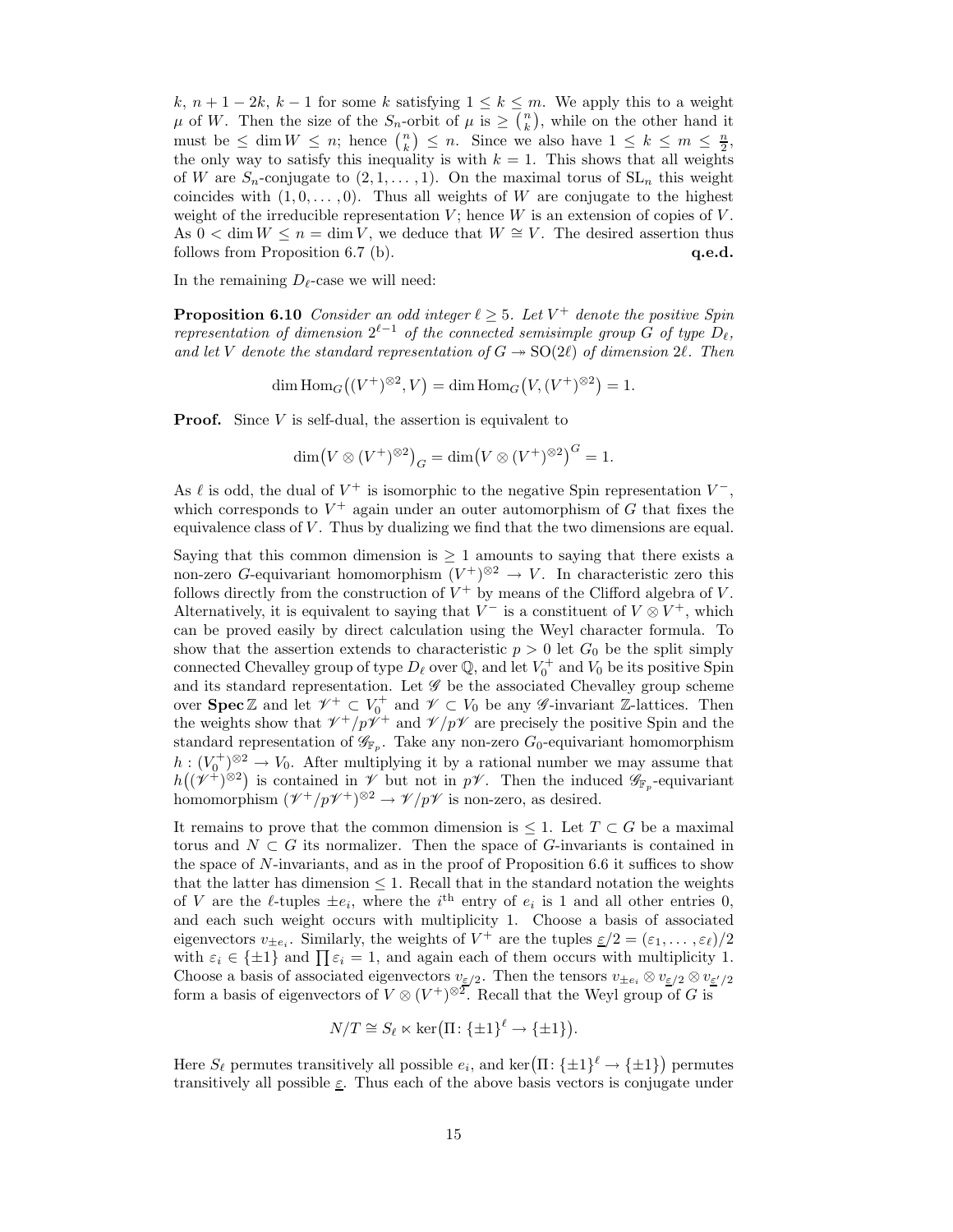$k$, $n+1-2k$, $k-1$ for some $k$ satisfying $1 \leq k \leq m$. We apply this to a weight $\mu$ of $W$. Then the size of the $S_n$-orbit of $\mu$ is $\geq \binom{n}{k}$, while on the other hand it must be $\leq \dim W \leq n$; hence $\binom{n}{k} \leq n$. Since we also have $1 \leq k \leq m \leq \frac{n}{2}$, the only way to satisfy this inequality is with $k=1$. This shows that all weights of $W$ are $S_n$-conjugate to $(2,1,\ldots,1)$. On the maximal torus of $\mathrm{SL}_n$ this weight coincides with $(1,0,\ldots,0)$. Thus all weights of $W$ are conjugate to the highest weight of the irreducible representation $V$; hence $W$ is an extension of copies of $V$. As $0 < \dim W \leq n = \dim V$, we deduce that $W \cong V$. The desired assertion thus follows from Proposition 6.7 (b). **q.e.d.**

In the remaining $D_\ell$-case we will need:

**Proposition 6.10** *Consider an odd integer $\ell \geq 5$. Let $V^+$ denote the positive Spin representation of dimension $2^{\ell-1}$ of the connected semisimple group $G$ of type $D_\ell$, and let $V$ denote the standard representation of $G \twoheadrightarrow \mathrm{SO}(2\ell)$ of dimension $2\ell$. Then*

$$\dim \mathrm{Hom}_G\big((V^+)^{\otimes 2}, V\big) = \dim \mathrm{Hom}_G\big(V, (V^+)^{\otimes 2}\big) = 1.$$

**Proof.** Since $V$ is self-dual, the assertion is equivalent to

$$\dim\big(V \otimes (V^+)^{\otimes 2}\big)_G = \dim\big(V \otimes (V^+)^{\otimes 2}\big)^G = 1.$$

As $\ell$ is odd, the dual of $V^+$ is isomorphic to the negative Spin representation $V^-$, which corresponds to $V^+$ again under an outer automorphism of $G$ that fixes the equivalence class of $V$. Thus by dualizing we find that the two dimensions are equal.

Saying that this common dimension is $\geq 1$ amounts to saying that there exists a non-zero $G$-equivariant homomorphism $(V^+)^{\otimes 2} \to V$. In characteristic zero this follows directly from the construction of $V^+$ by means of the Clifford algebra of $V$. Alternatively, it is equivalent to saying that $V^-$ is a constituent of $V \otimes V^+$, which can be proved easily by direct calculation using the Weyl character formula. To show that the assertion extends to characteristic $p > 0$ let $G_0$ be the split simply connected Chevalley group of type $D_\ell$ over $\mathbb{Q}$, and let $V_0^+$ and $V_0$ be its positive Spin and its standard representation. Let $\mathscr{G}$ be the associated Chevalley group scheme over $\mathbf{Spec}\,\mathbb{Z}$ and let $\mathscr{V}^+ \subset V_0^+$ and $\mathscr{V} \subset V_0$ be any $\mathscr{G}$-invariant $\mathbb{Z}$-lattices. Then the weights show that $\mathscr{V}^+/p\mathscr{V}^+$ and $\mathscr{V}/p\mathscr{V}$ are precisely the positive Spin and the standard representation of $\mathscr{G}_{\mathbb{F}_p}$. Take any non-zero $G_0$-equivariant homomorphism $h : (V_0^+)^{\otimes 2} \to V_0$. After multiplying it by a rational number we may assume that $h\big((\mathscr{V}^+)^{\otimes 2}\big)$ is contained in $\mathscr{V}$ but not in $p\mathscr{V}$. Then the induced $\mathscr{G}_{\mathbb{F}_p}$-equivariant homomorphism $(\mathscr{V}^+/p\mathscr{V}^+)^{\otimes 2} \to \mathscr{V}/p\mathscr{V}$ is non-zero, as desired.

It remains to prove that the common dimension is $\leq 1$. Let $T \subset G$ be a maximal torus and $N \subset G$ its normalizer. Then the space of $G$-invariants is contained in the space of $N$-invariants, and as in the proof of Proposition 6.6 it suffices to show that the latter has dimension $\leq 1$. Recall that in the standard notation the weights of $V$ are the $\ell$-tuples $\pm e_i$, where the $i^{\text{th}}$ entry of $e_i$ is 1 and all other entries 0, and each such weight occurs with multiplicity 1. Choose a basis of associated eigenvectors $v_{\pm e_i}$. Similarly, the weights of $V^+$ are the tuples $\underline{\varepsilon}/2 = (\varepsilon_1, \ldots, \varepsilon_\ell)/2$ with $\varepsilon_i \in \{\pm 1\}$ and $\prod \varepsilon_i = 1$, and again each of them occurs with multiplicity 1. Choose a basis of associated eigenvectors $v_{\underline{\varepsilon}/2}$. Then the tensors $v_{\pm e_i} \otimes v_{\underline{\varepsilon}/2} \otimes v_{\underline{\varepsilon}'/2}$ form a basis of eigenvectors of $V \otimes (V^+)^{\otimes 2}$. Recall that the Weyl group of $G$ is

$$N/T \cong S_\ell \ltimes \ker\big(\Pi \colon \{\pm 1\}^\ell \to \{\pm 1\}\big).$$

Here $S_\ell$ permutes transitively all possible $e_i$, and $\ker\big(\Pi \colon \{\pm 1\}^\ell \to \{\pm 1\}\big)$ permutes transitively all possible $\underline{\varepsilon}$. Thus each of the above basis vectors is conjugate under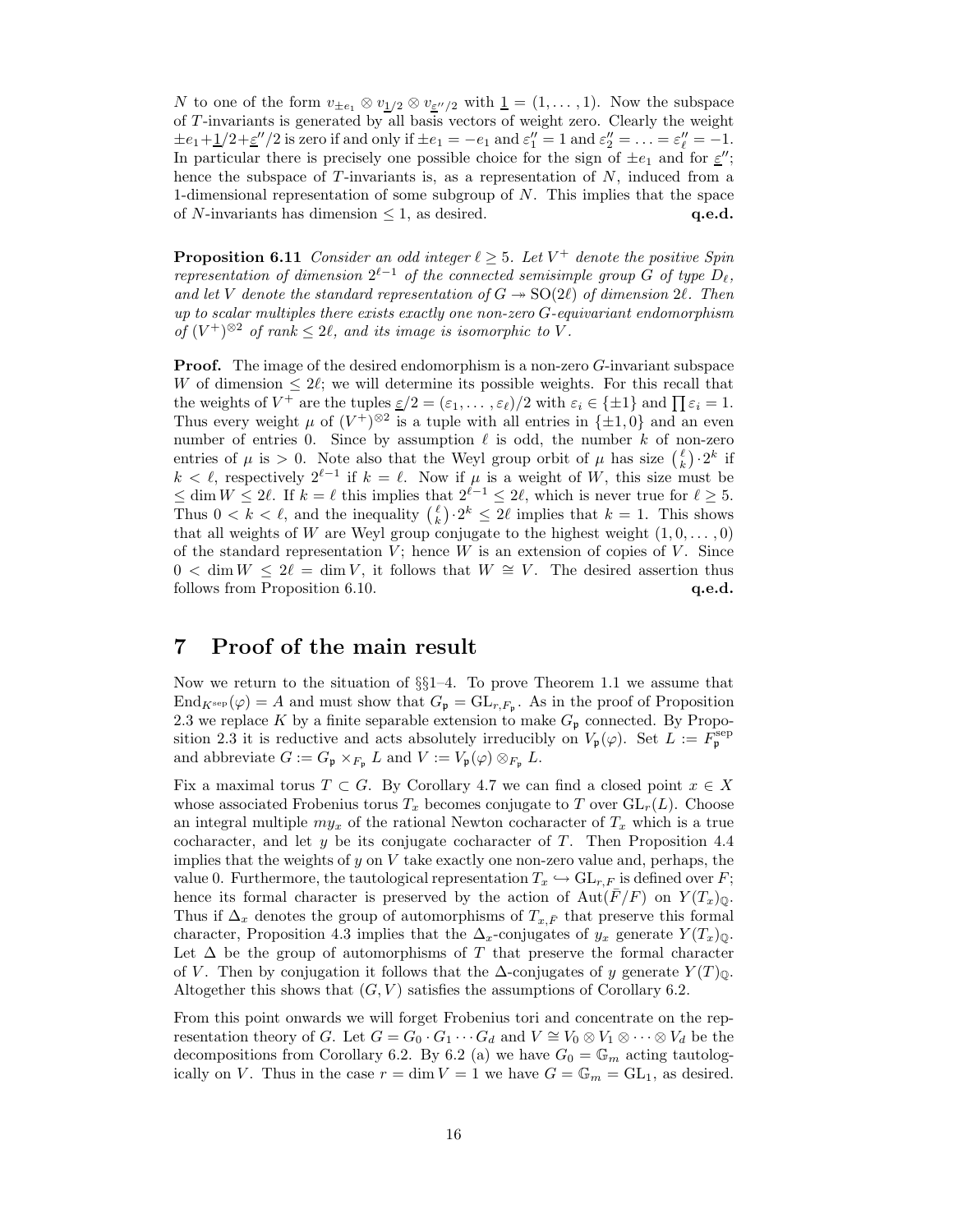$N$ to one of the form $v_{\pm e_1} \otimes v_{\underline{1}/2} \otimes v_{\underline{\varepsilon}''/2}$ with $\underline{1} = (1, \ldots, 1)$. Now the subspace of $T$-invariants is generated by all basis vectors of weight zero. Clearly the weight $\pm e_1 + \underline{1}/2 + \underline{\varepsilon}''/2$ is zero if and only if $\pm e_1 = -e_1$ and $\varepsilon''_1 = 1$ and $\varepsilon''_2 = \ldots = \varepsilon''_\ell = -1$. In particular there is precisely one possible choice for the sign of $\pm e_1$ and for $\underline{\varepsilon}''$; hence the subspace of $T$-invariants is, as a representation of $N$, induced from a 1-dimensional representation of some subgroup of $N$. This implies that the space of $N$-invariants has dimension $\leq 1$, as desired. **q.e.d.**

**Proposition 6.11** *Consider an odd integer $\ell \geq 5$. Let $V^+$ denote the positive Spin representation of dimension $2^{\ell-1}$ of the connected semisimple group $G$ of type $D_\ell$, and let $V$ denote the standard representation of $G \twoheadrightarrow \mathrm{SO}(2\ell)$ of dimension $2\ell$. Then up to scalar multiples there exists exactly one non-zero $G$-equivariant endomorphism of $(V^+)^{\otimes 2}$ of rank $\leq 2\ell$, and its image is isomorphic to $V$.*

**Proof.** The image of the desired endomorphism is a non-zero $G$-invariant subspace $W$ of dimension $\leq 2\ell$; we will determine its possible weights. For this recall that the weights of $V^+$ are the tuples $\underline{\varepsilon}/2 = (\varepsilon_1, \ldots, \varepsilon_\ell)/2$ with $\varepsilon_i \in \{\pm 1\}$ and $\prod \varepsilon_i = 1$. Thus every weight $\mu$ of $(V^+)^{\otimes 2}$ is a tuple with all entries in $\{\pm 1, 0\}$ and an even number of entries 0. Since by assumption $\ell$ is odd, the number $k$ of non-zero entries of $\mu$ is $> 0$. Note also that the Weyl group orbit of $\mu$ has size $\binom{\ell}{k} \cdot 2^k$ if $k < \ell$, respectively $2^{\ell-1}$ if $k = \ell$. Now if $\mu$ is a weight of $W$, this size must be $\leq \dim W \leq 2\ell$. If $k = \ell$ this implies that $2^{\ell-1} \leq 2\ell$, which is never true for $\ell \geq 5$. Thus $0 < k < \ell$, and the inequality $\binom{\ell}{k} \cdot 2^k \leq 2\ell$ implies that $k = 1$. This shows that all weights of $W$ are Weyl group conjugate to the highest weight $(1, 0, \ldots, 0)$ of the standard representation $V$; hence $W$ is an extension of copies of $V$. Since $0 < \dim W \leq 2\ell = \dim V$, it follows that $W \cong V$. The desired assertion thus follows from Proposition 6.10. **q.e.d.**

# 7 Proof of the main result

Now we return to the situation of §§1–4. To prove Theorem 1.1 we assume that $\mathrm{End}_{K^{\mathrm{sep}}}(\varphi) = A$ and must show that $G_{\mathfrak{p}} = \mathrm{GL}_{r,F_{\mathfrak{p}}}$. As in the proof of Proposition 2.3 we replace $K$ by a finite separable extension to make $G_{\mathfrak{p}}$ connected. By Proposition 2.3 it is reductive and acts absolutely irreducibly on $V_{\mathfrak{p}}(\varphi)$. Set $L := F_{\mathfrak{p}}^{\mathrm{sep}}$ and abbreviate $G := G_{\mathfrak{p}} \times_{F_{\mathfrak{p}}} L$ and $V := V_{\mathfrak{p}}(\varphi) \otimes_{F_{\mathfrak{p}}} L$.

Fix a maximal torus $T \subset G$. By Corollary 4.7 we can find a closed point $x \in X$ whose associated Frobenius torus $T_x$ becomes conjugate to $T$ over $\mathrm{GL}_r(L)$. Choose an integral multiple $my_x$ of the rational Newton cocharacter of $T_x$ which is a true cocharacter, and let $y$ be its conjugate cocharacter of $T$. Then Proposition 4.4 implies that the weights of $y$ on $V$ take exactly one non-zero value and, perhaps, the value 0. Furthermore, the tautological representation $T_x \hookrightarrow \mathrm{GL}_{r,F}$ is defined over $F$; hence its formal character is preserved by the action of $\mathrm{Aut}(\bar{F}/F)$ on $Y(T_x)_{\mathbb{Q}}$. Thus if $\Delta_x$ denotes the group of automorphisms of $T_{x,\bar{F}}$ that preserve this formal character, Proposition 4.3 implies that the $\Delta_x$-conjugates of $y_x$ generate $Y(T_x)_{\mathbb{Q}}$. Let $\Delta$ be the group of automorphisms of $T$ that preserve the formal character of $V$. Then by conjugation it follows that the $\Delta$-conjugates of $y$ generate $Y(T)_{\mathbb{Q}}$. Altogether this shows that $(G, V)$ satisfies the assumptions of Corollary 6.2.

From this point onwards we will forget Frobenius tori and concentrate on the representation theory of $G$. Let $G = G_0 \cdot G_1 \cdots G_d$ and $V \cong V_0 \otimes V_1 \otimes \cdots \otimes V_d$ be the decompositions from Corollary 6.2. By 6.2 (a) we have $G_0 = \mathbb{G}_m$ acting tautologically on $V$. Thus in the case $r = \dim V = 1$ we have $G = \mathbb{G}_m = \mathrm{GL}_1$, as desired.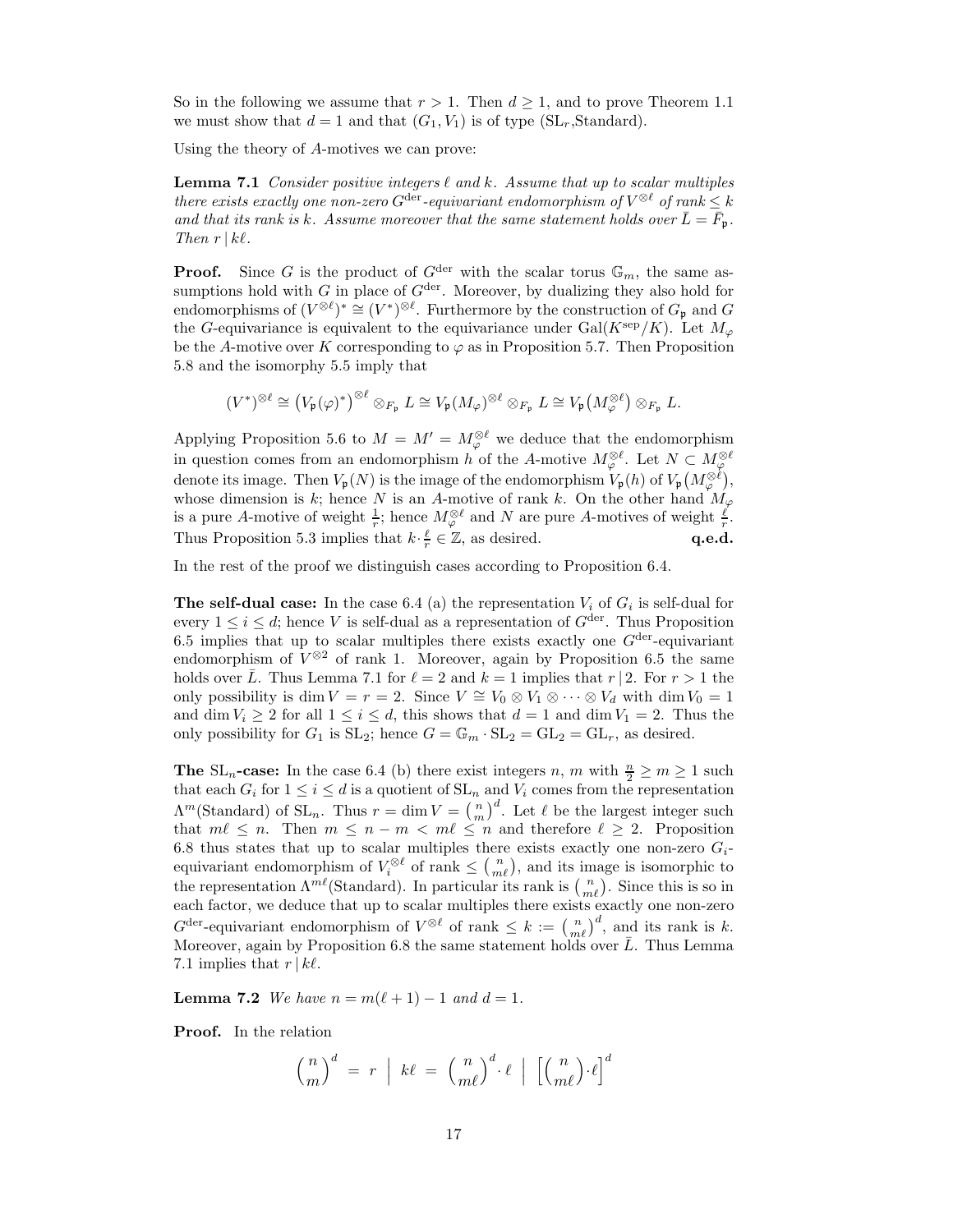So in the following we assume that $r > 1$. Then $d \geq 1$, and to prove Theorem 1.1 we must show that $d = 1$ and that $(G_1, V_1)$ is of type ($\mathrm{SL}_r$,Standard).

Using the theory of $A$-motives we can prove:

**Lemma 7.1** *Consider positive integers $\ell$ and $k$. Assume that up to scalar multiples there exists exactly one non-zero $G^{\mathrm{der}}$-equivariant endomorphism of $V^{\otimes \ell}$ of rank $\leq k$ and that its rank is $k$. Assume moreover that the same statement holds over $\bar{L} = \bar{F}_{\mathfrak{p}}$. Then $r \,|\, k\ell$.*

**Proof.** Since $G$ is the product of $G^{\mathrm{der}}$ with the scalar torus $\mathbb{G}_m$, the same assumptions hold with $G$ in place of $G^{\mathrm{der}}$. Moreover, by dualizing they also hold for endomorphisms of $(V^{\otimes \ell})^* \cong (V^*)^{\otimes \ell}$. Furthermore by the construction of $G_{\mathfrak{p}}$ and $G$ the $G$-equivariance is equivalent to the equivariance under $\mathrm{Gal}(K^{\mathrm{sep}}/K)$. Let $M_\varphi$ be the $A$-motive over $K$ corresponding to $\varphi$ as in Proposition 5.7. Then Proposition 5.8 and the isomorphy 5.5 imply that

$$(V^*)^{\otimes \ell} \cong \big(V_{\mathfrak{p}}(\varphi)^*\big)^{\otimes \ell} \otimes_{F_{\mathfrak{p}}} L \cong V_{\mathfrak{p}}(M_\varphi)^{\otimes \ell} \otimes_{F_{\mathfrak{p}}} L \cong V_{\mathfrak{p}}\big(M_\varphi^{\otimes \ell}\big) \otimes_{F_{\mathfrak{p}}} L.$$

Applying Proposition 5.6 to $M = M' = M_\varphi^{\otimes \ell}$ we deduce that the endomorphism in question comes from an endomorphism $h$ of the $A$-motive $M_\varphi^{\otimes \ell}$. Let $N \subset M_\varphi^{\otimes \ell}$ denote its image. Then $V_{\mathfrak{p}}(N)$ is the image of the endomorphism $V_{\mathfrak{p}}(h)$ of $V_{\mathfrak{p}}\big(M_\varphi^{\otimes \ell}\big)$, whose dimension is $k$; hence $N$ is an $A$-motive of rank $k$. On the other hand $M_\varphi$ is a pure $A$-motive of weight $\frac{1}{r}$; hence $M_\varphi^{\otimes \ell}$ and $N$ are pure $A$-motives of weight $\frac{\ell}{r}$. Thus Proposition 5.3 implies that $k \cdot \frac{\ell}{r} \in \mathbb{Z}$, as desired. **q.e.d.**

In the rest of the proof we distinguish cases according to Proposition 6.4.

**The self-dual case:** In the case 6.4 (a) the representation $V_i$ of $G_i$ is self-dual for every $1 \leq i \leq d$; hence $V$ is self-dual as a representation of $G^{\mathrm{der}}$. Thus Proposition 6.5 implies that up to scalar multiples there exists exactly one $G^{\mathrm{der}}$-equivariant endomorphism of $V^{\otimes 2}$ of rank 1. Moreover, again by Proposition 6.5 the same holds over $\bar{L}$. Thus Lemma 7.1 for $\ell = 2$ and $k = 1$ implies that $r \,|\, 2$. For $r > 1$ the only possibility is $\dim V = r = 2$. Since $V \cong V_0 \otimes V_1 \otimes \cdots \otimes V_d$ with $\dim V_0 = 1$ and $\dim V_i \geq 2$ for all $1 \leq i \leq d$, this shows that $d = 1$ and $\dim V_1 = 2$. Thus the only possibility for $G_1$ is $\mathrm{SL}_2$; hence $G = \mathbb{G}_m \cdot \mathrm{SL}_2 = \mathrm{GL}_2 = \mathrm{GL}_r$, as desired.

**The $\mathrm{SL}_n$-case:** In the case 6.4 (b) there exist integers $n$, $m$ with $\frac{n}{2} \geq m \geq 1$ such that each $G_i$ for $1 \leq i \leq d$ is a quotient of $\mathrm{SL}_n$ and $V_i$ comes from the representation $\Lambda^m$(Standard) of $\mathrm{SL}_n$. Thus $r = \dim V = \binom{n}{m}^d$. Let $\ell$ be the largest integer such that $m\ell \leq n$. Then $m \leq n - m < m\ell \leq n$ and therefore $\ell \geq 2$. Proposition 6.8 thus states that up to scalar multiples there exists exactly one non-zero $G_i$-equivariant endomorphism of $V_i^{\otimes \ell}$ of rank $\leq \binom{n}{m\ell}$, and its image is isomorphic to the representation $\Lambda^{m\ell}$(Standard). In particular its rank is $\binom{n}{m\ell}$. Since this is so in each factor, we deduce that up to scalar multiples there exists exactly one non-zero $G^{\mathrm{der}}$-equivariant endomorphism of $V^{\otimes \ell}$ of rank $\leq k := \binom{n}{m\ell}^d$, and its rank is $k$. Moreover, again by Proposition 6.8 the same statement holds over $\bar{L}$. Thus Lemma 7.1 implies that $r \,|\, k\ell$.

**Lemma 7.2** *We have $n = m(\ell + 1) - 1$ and $d = 1$.*

**Proof.** In the relation

$$\binom{n}{m}^d \;=\; r \;\Big|\; k\ell \;=\; \binom{n}{m\ell}^d \cdot \ell \;\Big|\; \Big[\binom{n}{m\ell} \cdot \ell\Big]^d$$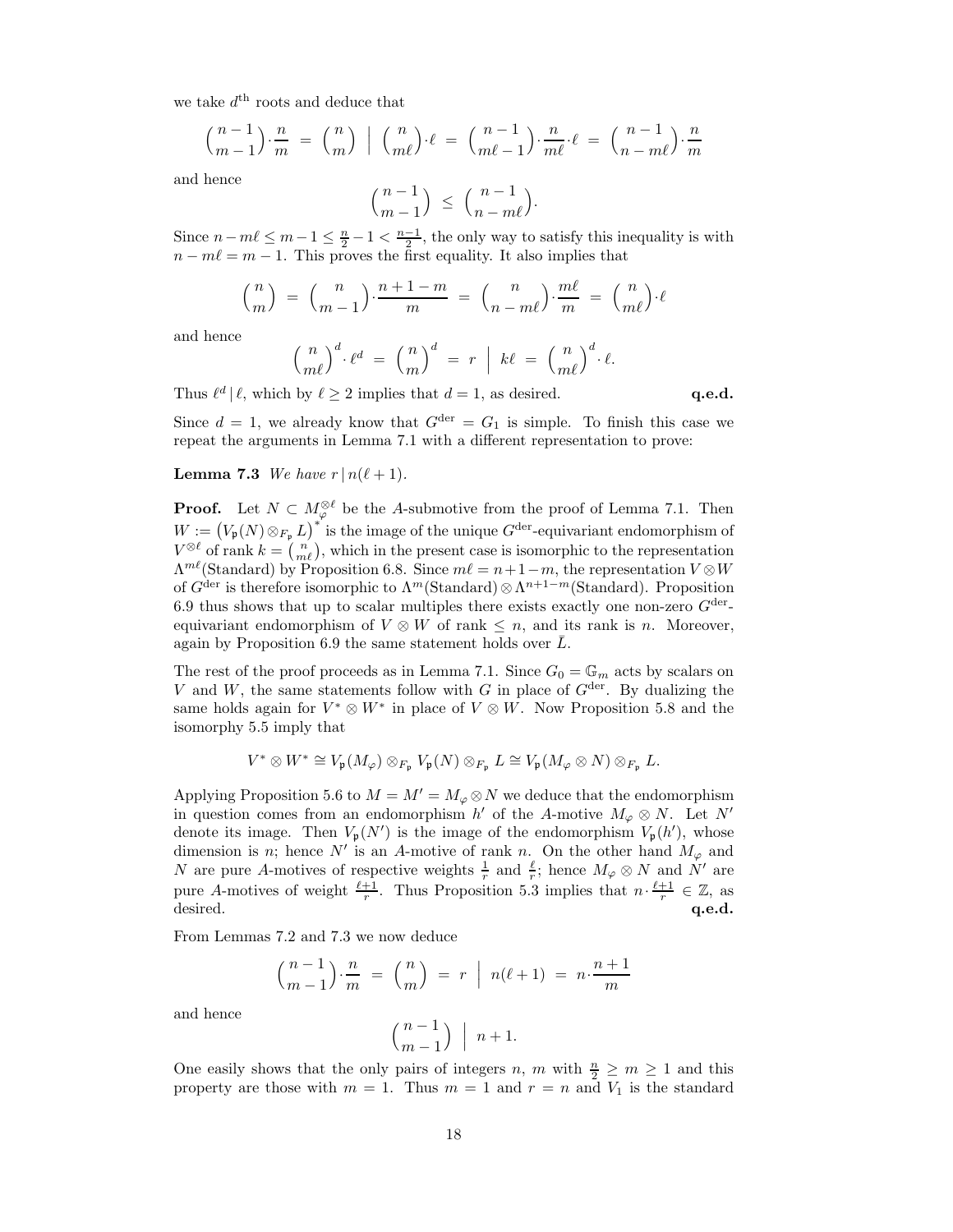we take $d^{\text{th}}$ roots and deduce that

$$\binom{n-1}{m-1}\cdot\frac{n}{m} \;=\; \binom{n}{m} \;\Big|\; \binom{n}{m\ell}\cdot\ell \;=\; \binom{n-1}{m\ell-1}\cdot\frac{n}{m\ell}\cdot\ell \;=\; \binom{n-1}{n-m\ell}\cdot\frac{n}{m}$$

and hence

$$\binom{n-1}{m-1} \;\leq\; \binom{n-1}{n-m\ell}.$$

Since $n-m\ell \leq m-1 \leq \frac{n}{2}-1 < \frac{n-1}{2}$, the only way to satisfy this inequality is with $n-m\ell = m-1$. This proves the first equality. It also implies that

$$\binom{n}{m} \;=\; \binom{n}{m-1}\cdot\frac{n+1-m}{m} \;=\; \binom{n}{n-m\ell}\cdot\frac{m\ell}{m} \;=\; \binom{n}{m\ell}\cdot\ell$$

and hence

$$\binom{n}{m\ell}^d\cdot\ell^d \;=\; \binom{n}{m}^d \;=\; r \;\Big|\; k\ell \;=\; \binom{n}{m\ell}^d\cdot\ell.$$

Thus $\ell^d\,|\,\ell$, which by $\ell\geq 2$ implies that $d=1$, as desired. **q.e.d.**

Since $d=1$, we already know that $G^{\text{der}} = G_1$ is simple. To finish this case we repeat the arguments in Lemma 7.1 with a different representation to prove:

**Lemma 7.3** *We have $r\,|\,n(\ell+1)$.*

**Proof.** Let $N \subset M_\varphi^{\otimes\ell}$ be the $A$-submotive from the proof of Lemma 7.1. Then $W := \big(V_{\mathfrak{p}}(N)\otimes_{F_{\mathfrak{p}}} L\big)^*$ is the image of the unique $G^{\text{der}}$-equivariant endomorphism of $V^{\otimes\ell}$ of rank $k=\binom{n}{m\ell}$, which in the present case is isomorphic to the representation $\Lambda^{m\ell}(\text{Standard})$ by Proposition 6.8. Since $m\ell = n+1-m$, the representation $V\otimes W$ of $G^{\text{der}}$ is therefore isomorphic to $\Lambda^m(\text{Standard})\otimes\Lambda^{n+1-m}(\text{Standard})$. Proposition 6.9 thus shows that up to scalar multiples there exists exactly one non-zero $G^{\text{der}}$-equivariant endomorphism of $V\otimes W$ of rank $\leq n$, and its rank is $n$. Moreover, again by Proposition 6.9 the same statement holds over $\bar{L}$.

The rest of the proof proceeds as in Lemma 7.1. Since $G_0 = \mathbb{G}_m$ acts by scalars on $V$ and $W$, the same statements follow with $G$ in place of $G^{\text{der}}$. By dualizing the same holds again for $V^*\otimes W^*$ in place of $V\otimes W$. Now Proposition 5.8 and the isomorphy 5.5 imply that

$$V^*\otimes W^* \cong V_{\mathfrak{p}}(M_\varphi)\otimes_{F_{\mathfrak{p}}} V_{\mathfrak{p}}(N)\otimes_{F_{\mathfrak{p}}} L \cong V_{\mathfrak{p}}(M_\varphi\otimes N)\otimes_{F_{\mathfrak{p}}} L.$$

Applying Proposition 5.6 to $M = M' = M_\varphi\otimes N$ we deduce that the endomorphism in question comes from an endomorphism $h'$ of the $A$-motive $M_\varphi\otimes N$. Let $N'$ denote its image. Then $V_{\mathfrak{p}}(N')$ is the image of the endomorphism $V_{\mathfrak{p}}(h')$, whose dimension is $n$; hence $N'$ is an $A$-motive of rank $n$. On the other hand $M_\varphi$ and $N$ are pure $A$-motives of respective weights $\frac{1}{r}$ and $\frac{\ell}{r}$; hence $M_\varphi\otimes N$ and $N'$ are pure $A$-motives of weight $\frac{\ell+1}{r}$. Thus Proposition 5.3 implies that $n\cdot\frac{\ell+1}{r}\in\mathbb{Z}$, as desired. **q.e.d.**

From Lemmas 7.2 and 7.3 we now deduce

$$\binom{n-1}{m-1}\cdot\frac{n}{m} \;=\; \binom{n}{m} \;=\; r \;\Big|\; n(\ell+1) \;=\; n\cdot\frac{n+1}{m}$$

and hence

$$\binom{n-1}{m-1} \;\Big|\; n+1.$$

One easily shows that the only pairs of integers $n$, $m$ with $\frac{n}{2}\geq m\geq 1$ and this property are those with $m=1$. Thus $m=1$ and $r=n$ and $V_1$ is the standard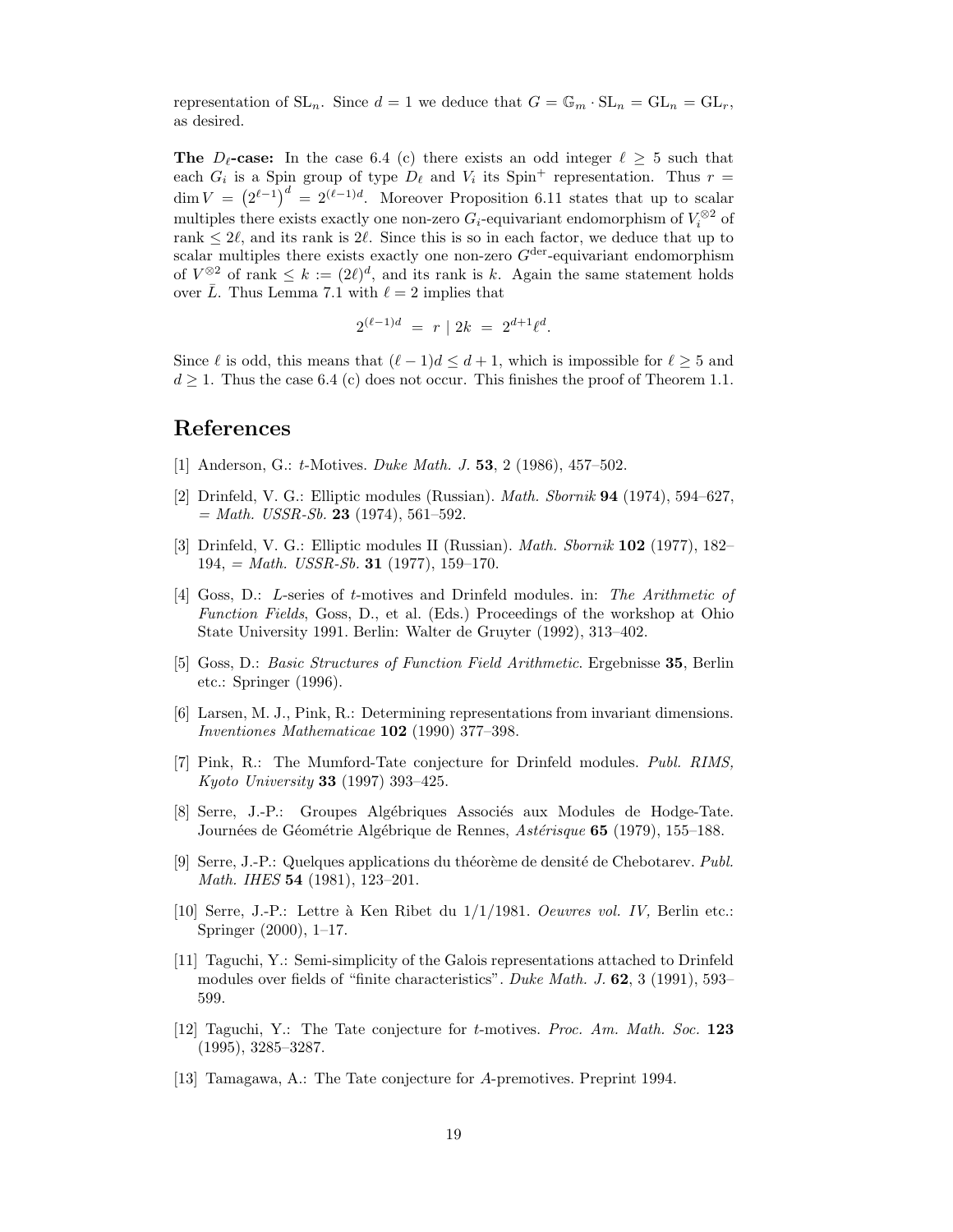representation of $\mathrm{SL}_n$. Since $d = 1$ we deduce that $G = \mathbb{G}_m \cdot \mathrm{SL}_n = \mathrm{GL}_n = \mathrm{GL}_r$, as desired.

**The $D_\ell$-case:** In the case 6.4 (c) there exists an odd integer $\ell \geq 5$ such that each $G_i$ is a Spin group of type $D_\ell$ and $V_i$ its $\mathrm{Spin}^+$ representation. Thus $r = \dim V = \left(2^{\ell-1}\right)^d = 2^{(\ell-1)d}$. Moreover Proposition 6.11 states that up to scalar multiples there exists exactly one non-zero $G_i$-equivariant endomorphism of $V_i^{\otimes 2}$ of rank $\leq 2\ell$, and its rank is $2\ell$. Since this is so in each factor, we deduce that up to scalar multiples there exists exactly one non-zero $G^{\mathrm{der}}$-equivariant endomorphism of $V^{\otimes 2}$ of rank $\leq k := (2\ell)^d$, and its rank is $k$. Again the same statement holds over $\bar{L}$. Thus Lemma 7.1 with $\ell = 2$ implies that

$$2^{(\ell-1)d} \;=\; r \mid 2k \;=\; 2^{d+1}\ell^d.$$

Since $\ell$ is odd, this means that $(\ell - 1)d \leq d + 1$, which is impossible for $\ell \geq 5$ and $d \geq 1$. Thus the case 6.4 (c) does not occur. This finishes the proof of Theorem 1.1.

# References

[1] Anderson, G.: $t$-Motives. *Duke Math. J.* **53**, 2 (1986), 457–502.

[2] Drinfeld, V. G.: Elliptic modules (Russian). *Math. Sbornik* **94** (1974), 594–627, = *Math. USSR-Sb.* **23** (1974), 561–592.

[3] Drinfeld, V. G.: Elliptic modules II (Russian). *Math. Sbornik* **102** (1977), 182–194, = *Math. USSR-Sb.* **31** (1977), 159–170.

[4] Goss, D.: $L$-series of $t$-motives and Drinfeld modules. in: *The Arithmetic of Function Fields*, Goss, D., et al. (Eds.) Proceedings of the workshop at Ohio State University 1991. Berlin: Walter de Gruyter (1992), 313–402.

[5] Goss, D.: *Basic Structures of Function Field Arithmetic*. Ergebnisse **35**, Berlin etc.: Springer (1996).

[6] Larsen, M. J., Pink, R.: Determining representations from invariant dimensions. *Inventiones Mathematicae* **102** (1990) 377–398.

[7] Pink, R.: The Mumford-Tate conjecture for Drinfeld modules. *Publ. RIMS, Kyoto University* **33** (1997) 393–425.

[8] Serre, J.-P.: Groupes Algébriques Associés aux Modules de Hodge-Tate. Journées de Géométrie Algébrique de Rennes, *Astérisque* **65** (1979), 155–188.

[9] Serre, J.-P.: Quelques applications du théorème de densité de Chebotarev. *Publ. Math. IHES* **54** (1981), 123–201.

[10] Serre, J.-P.: Lettre à Ken Ribet du 1/1/1981. *Oeuvres vol. IV,* Berlin etc.: Springer (2000), 1–17.

[11] Taguchi, Y.: Semi-simplicity of the Galois representations attached to Drinfeld modules over fields of "finite characteristics". *Duke Math. J.* **62**, 3 (1991), 593–599.

[12] Taguchi, Y.: The Tate conjecture for $t$-motives. *Proc. Am. Math. Soc.* **123** (1995), 3285–3287.

[13] Tamagawa, A.: The Tate conjecture for $A$-premotives. Preprint 1994.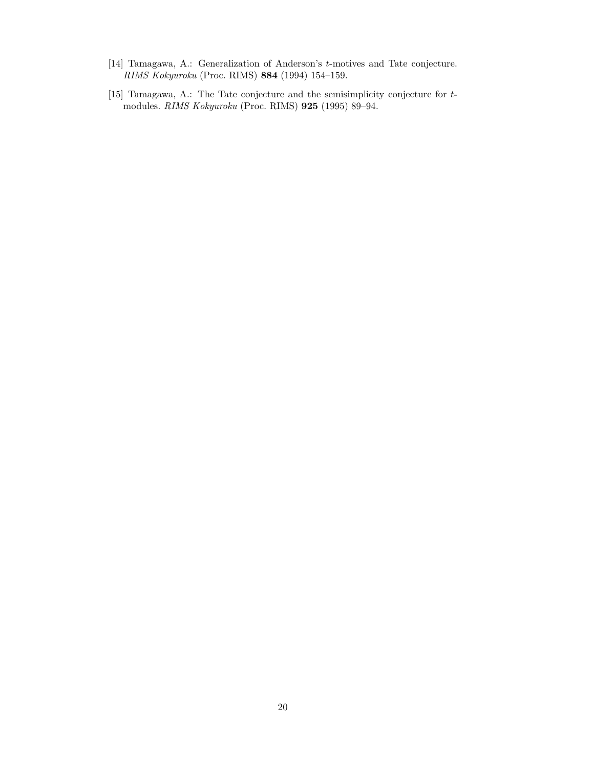[14] Tamagawa, A.: Generalization of Anderson's $t$-motives and Tate conjecture. *RIMS Kokyuroku* (Proc. RIMS) **884** (1994) 154–159.

[15] Tamagawa, A.: The Tate conjecture and the semisimplicity conjecture for $t$-modules. *RIMS Kokyuroku* (Proc. RIMS) **925** (1995) 89–94.